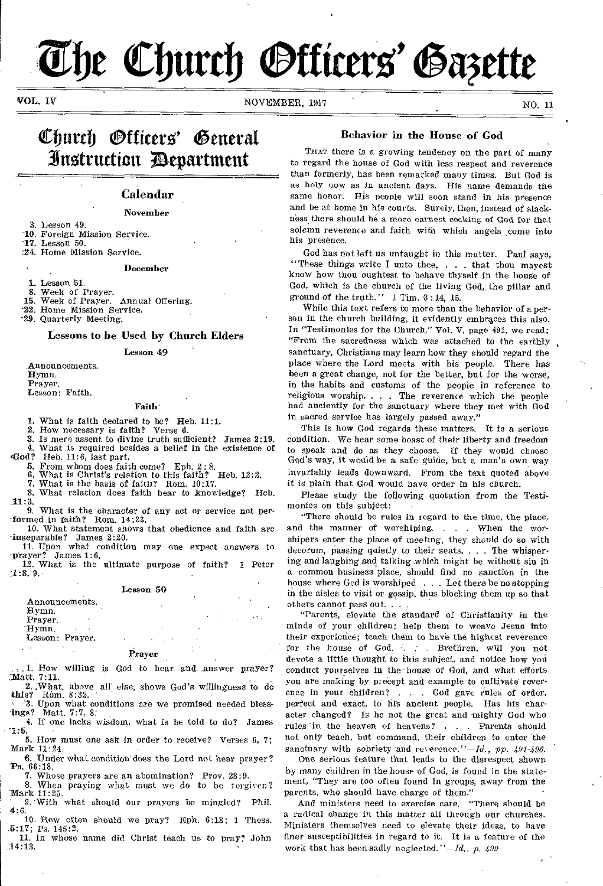# The Church Officers' Gazette

VOL. IV NOVEMBER, 1917 NO. 11

## Church Officers' General Instruction Department

### Calendar

**November**

3. Lesson 49.
10. Foreign Mission Service.
17. Lesson 50.
24. Home Mission Service.

**December**

1. Lesson 51.
8. Week of Prayer.
15. Week of Prayer. Annual Offering.
22. Home Mission Service.
29. Quarterly Meeting.

### Lessons to be Used by Church Elders

**Lesson 49**

Announcements.
Hymn.
Prayer.
Lesson: Faith.

**Faith**

1. What is faith declared to be? Heb. 11:1.
2. How necessary is faith? Verse 6.
3. Is mere assent to divine truth sufficient? James 2:19.
4. What is required besides a belief in the existence of God? Heb. 11:6, last part.
5. From whom does faith come? Eph. 2:8.
6. What is Christ's relation to this faith? Heb. 12:2.
7. What is the basis of faith? Rom. 10:17.
8. What relation does faith bear to knowledge? Heb. 11:3.
9. What is the character of any act or service not performed in faith? Rom. 14:23.
10. What statement shows that obedience and faith are inseparable? James 2:20.
11. Upon what condition may one expect answers to prayer? James 1:6.
12. What is the ultimate purpose of faith? 1 Peter 1:8, 9.

**Lesson 50**

Announcements.
Hymn.
Prayer.
Hymn.
Lesson: Prayer.

**Prayer**

1. How willing is God to hear and answer prayer? Matt. 7:11.
2. What, above all else, shows God's willingness to do this? Rom. 8:32.
3. Upon what conditions are we promised needed blessings? Matt. 7:7, 8.
4. If one lacks wisdom, what is he told to do? James 1:5.
5. How must one ask in order to receive? Verses 6, 7; Mark 11:24.
6. Under what condition does the Lord not hear prayer? Ps. 66:18.
7. Whose prayers are an abomination? Prov. 28:9.
8. When praying what must we do to be forgiven? Mark 11:25.
9. With what should our prayers be mingled? Phil. 4:6.
10. How often should we pray? Eph. 6:18; 1 Thess. 5:17; Ps. 145:2.
11. In whose name did Christ teach us to pray? John 14:13.

### Behavior in the House of God

That there is a growing tendency on the part of many to regard the house of God with less respect and reverence than formerly, has been remarked many times. But God is as holy now as in ancient days. His name demands the same honor. His people will soon stand in his presence and be at home in his courts. Surely, then, instead of slackness there should be a more earnest seeking of God for that solemn reverence and faith with which angels come into his presence.

God has not left us untaught in this matter. Paul says, "These things write I unto thee, . . . that thou mayest know how thou oughtest to behave thyself in the house of God, which is the church of the living God, the pillar and ground of the truth." 1 Tim. 3:14, 15.

While this text refers to more than the behavior of a person in the church building, it evidently embraces this also. In "Testimonies for the Church," Vol. V, page 491, we read: "From the sacredness which was attached to the earthly sanctuary, Christians may learn how they should regard the place where the Lord meets with his people. There has been a great change, not for the better, but for the worse, in the habits and customs of the people in reference to religious worship. . . . The reverence which the people had anciently for the sanctuary where they met with God in sacred service has largely passed away."

This is how God regards these matters. It is a serious condition. We hear some boast of their liberty and freedom to speak and do as they choose. If they would choose God's way, it would be a safe guide, but a man's own way invariably leads downward. From the text quoted above it is plain that God would have order in his church.

Please study the following quotation from the Testimonies on this subject:

"There should be rules in regard to the time, the place, and the manner of worshiping. . . . When the worshipers enter the place of meeting, they should do so with decorum, passing quietly to their seats. . . . The whispering and laughing and talking which might be without sin in a common business place, should find no sanction in the house where God is worshiped . . . Let there be no stopping in the aisles to visit or gossip, thus blocking them up so that others cannot pass out. . . .

"Parents, elevate the standard of Christianity in the minds of your children; help them to weave Jesus into their experience; teach them to have the highest reverence for the house of God. . . . Brethren, will you not devote a little thought to this subject, and notice how you conduct yourselves in the house of God, and what efforts you are making by precept and example to cultivate reverence in your children? . . . God gave rules of order, perfect and exact, to his ancient people. Has his character changed? Is he not the great and mighty God who rules in the heaven of heavens? . . . Parents should not only teach, but command, their children to enter the sanctuary with sobriety and reverence."—*Id., pp. 491-496.*

One serious feature that leads to the disrespect shown by many children in the house of God, is found in the statement, "They are too often found in groups, away from the parents, who should have charge of them."

And ministers need to exercise care. "There should be a radical change in this matter all through our churches. Ministers themselves need to elevate their ideas, to have finer susceptibilities in regard to it. It is a feature of the work that has been sadly neglected."—*Id., p. 499*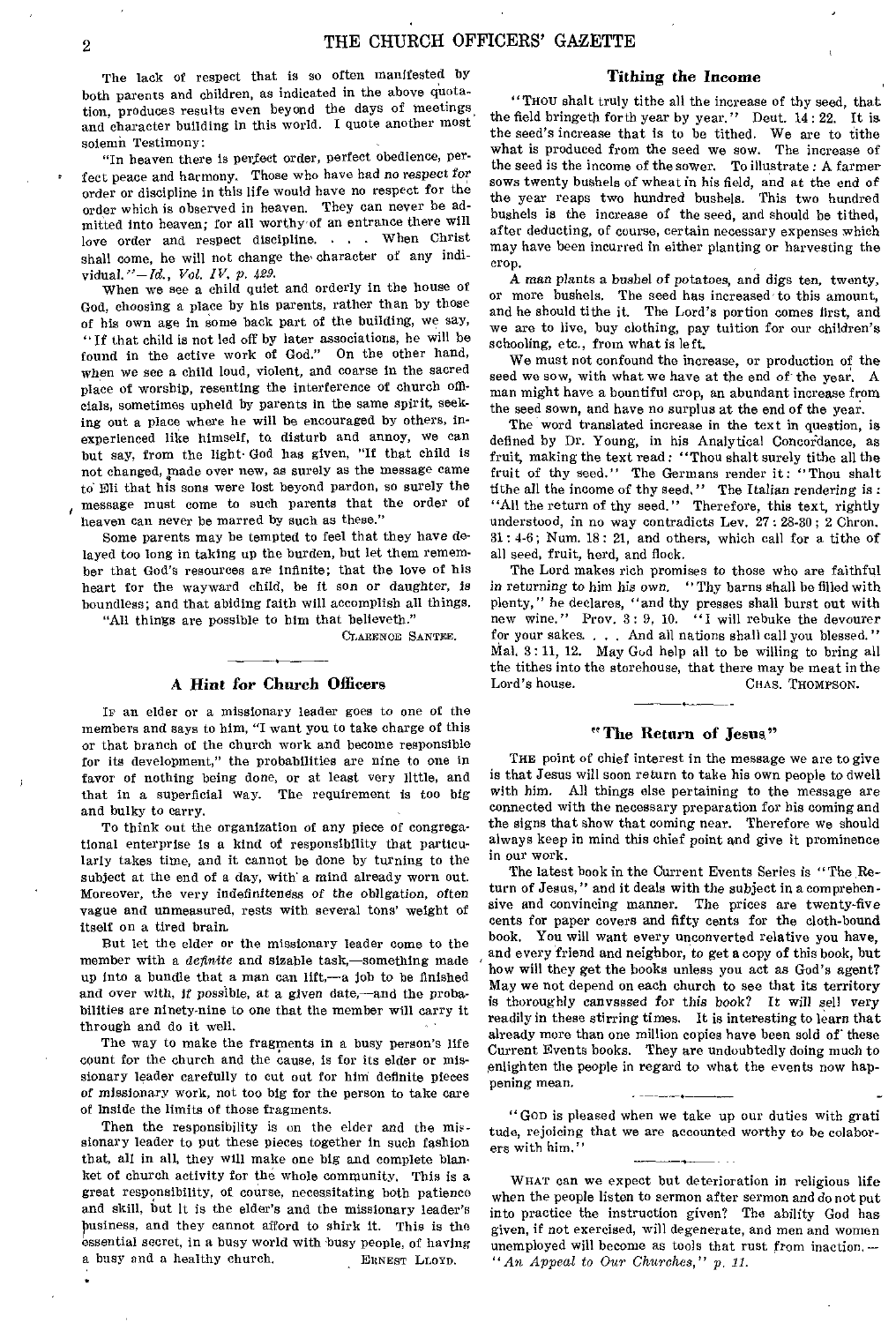The lack of respect that is so often manifested by both parents and children, as indicated in the above quotation, produces results even beyond the days of meetings and character building in this world. I quote another most solemn Testimony:

"In heaven there is perfect order, perfect obedience, perfect peace and harmony. Those who have had no respect for order or discipline in this life would have no respect for the order which is observed in heaven. They can never be admitted into heaven; for all worthy of an entrance there will love order and respect discipline. . . . When Christ shall come, he will not change the character of any individual."—*Id., Vol. IV, p. 429.*

When we see a child quiet and orderly in the house of God, choosing a place by his parents, rather than by those of his own age in some back part of the building, we say, "If that child is not led off by later associations, he will be found in the active work of God." On the other hand, when we see a child loud, violent, and coarse in the sacred place of worship, resenting the interference of church officials, sometimes upheld by parents in the same spirit, seeking out a place where he will be encouraged by others, inexperienced like himself, to disturb and annoy, we can but say, from the light God has given, "If that child is not changed, made over new, as surely as the message came to Eli that his sons were lost beyond pardon, so surely the message must come to such parents that the order of heaven can never be marred by such as these."

Some parents may be tempted to feel that they have delayed too long in taking up the burden, but let them remember that God's resources are infinite; that the love of his heart for the wayward child, be it son or daughter, is boundless; and that abiding faith will accomplish all things. "All things are possible to him that believeth."

CLARENCE SANTEE.

## A Hint for Church Officers

IF an elder or a missionary leader goes to one of the members and says to him, "I want you to take charge of this or that branch of the church work and become responsible for its development," the probabilities are nine to one in favor of nothing being done, or at least very little, and that in a superficial way. The requirement is too big and bulky to carry.

To think out the organization of any piece of congregational enterprise is a kind of responsibility that particularly takes time, and it cannot be done by turning to the subject at the end of a day, with a mind already worn out. Moreover, the very indefiniteness of the obligation, often vague and unmeasured, rests with several tons' weight of itself on a tired brain.

But let the elder or the missionary leader come to the member with a *definite* and sizable task,—something made up into a bundle that a man can lift,—a job to be finished and over with, if possible, at a given date,—and the probabilities are ninety-nine to one that the member will carry it through and do it well.

The way to make the fragments in a busy person's life count for the church and the cause, is for its elder or missionary leader carefully to cut out for him definite pieces of missionary work, not too big for the person to take care of inside the limits of those fragments.

Then the responsibility is on the elder and the missionary leader to put these pieces together in such fashion that, all in all, they will make one big and complete blanket of church activity for the whole community. This is a great responsibility, of course, necessitating both patience and skill, but it is the elder's and the missionary leader's business, and they cannot afford to shirk it. This is the essential secret, in a busy world with busy people, of having a busy and a healthy church.

ERNEST LLOYD.

## Tithing the Income

"THOU shalt truly tithe all the increase of thy seed, that the field bringeth forth year by year." Deut. 14 : 22. It is the seed's increase that is to be tithed. We are to tithe what is produced from the seed we sow. The increase of the seed is the income of the sower. To illustrate : A farmer sows twenty bushels of wheat in his field, and at the end of the year reaps two hundred bushels. This two hundred bushels is the increase of the seed, and should be tithed, after deducting, of course, certain necessary expenses which may have been incurred in either planting or harvesting the crop.

A man plants a bushel of potatoes, and digs ten, twenty, or more bushels. The seed has increased to this amount, and he should tithe it. The Lord's portion comes first, and we are to live, buy clothing, pay tuition for our children's schooling, etc., from what is left.

We must not confound the increase, or production of the seed we sow, with what we have at the end of the year. A man might have a bountiful crop, an abundant increase from the seed sown, and have no surplus at the end of the year.

The word translated increase in the text in question, is defined by Dr. Young, in his Analytical Concordance, as fruit, making the text read: "Thou shalt surely tithe all the fruit of thy seed." The Germans render it: "Thou shalt tithe all the income of thy seed." The Italian rendering is: "All the return of thy seed." Therefore, this text, rightly understood, in no way contradicts Lev. 27 : 28-30 ; 2 Chron. 31 : 4-6 ; Num. 18 : 21, and others, which call for a tithe of all seed, fruit, herd, and flock.

The Lord makes rich promises to those who are faithful in returning to him his own. "Thy barns shall be filled with plenty," he declares, "and thy presses shall burst out with new wine." Prov. 3 : 9, 10. "I will rebuke the devourer for your sakes. . . . And all nations shall call you blessed." Mal. 3 : 11, 12. May God help all to be willing to bring all the tithes into the storehouse, that there may be meat in the Lord's house.

CHAS. THOMPSON.

## "The Return of Jesus"

THE point of chief interest in the message we are to give is that Jesus will soon return to take his own people to dwell with him. All things else pertaining to the message are connected with the necessary preparation for his coming and the signs that show that coming near. Therefore we should always keep in mind this chief point and give it prominence in our work.

The latest book in the Current Events Series is "The Return of Jesus," and it deals with the subject in a comprehensive and convincing manner. The prices are twenty-five cents for paper covers and fifty cents for the cloth-bound book. You will want every unconverted relative you have, and every friend and neighbor, to get a copy of this book, but how will they get the books unless you act as God's agent? May we not depend on each church to see that its territory is thoroughly canvassed for this book? It will sell very readily in these stirring times. It is interesting to learn that already more than one million copies have been sold of these Current Events books. They are undoubtedly doing much to enlighten the people in regard to what the events now happening mean.

"GOD is pleased when we take up our duties with gratitude, rejoicing that we are accounted worthy to be colaborers with him."

WHAT can we expect but deterioration in religious life when the people listen to sermon after sermon and do not put into practice the instruction given? The ability God has given, if not exercised, will degenerate, and men and women unemployed will become as tools that rust from inaction.—*"An Appeal to Our Churches," p. 11.*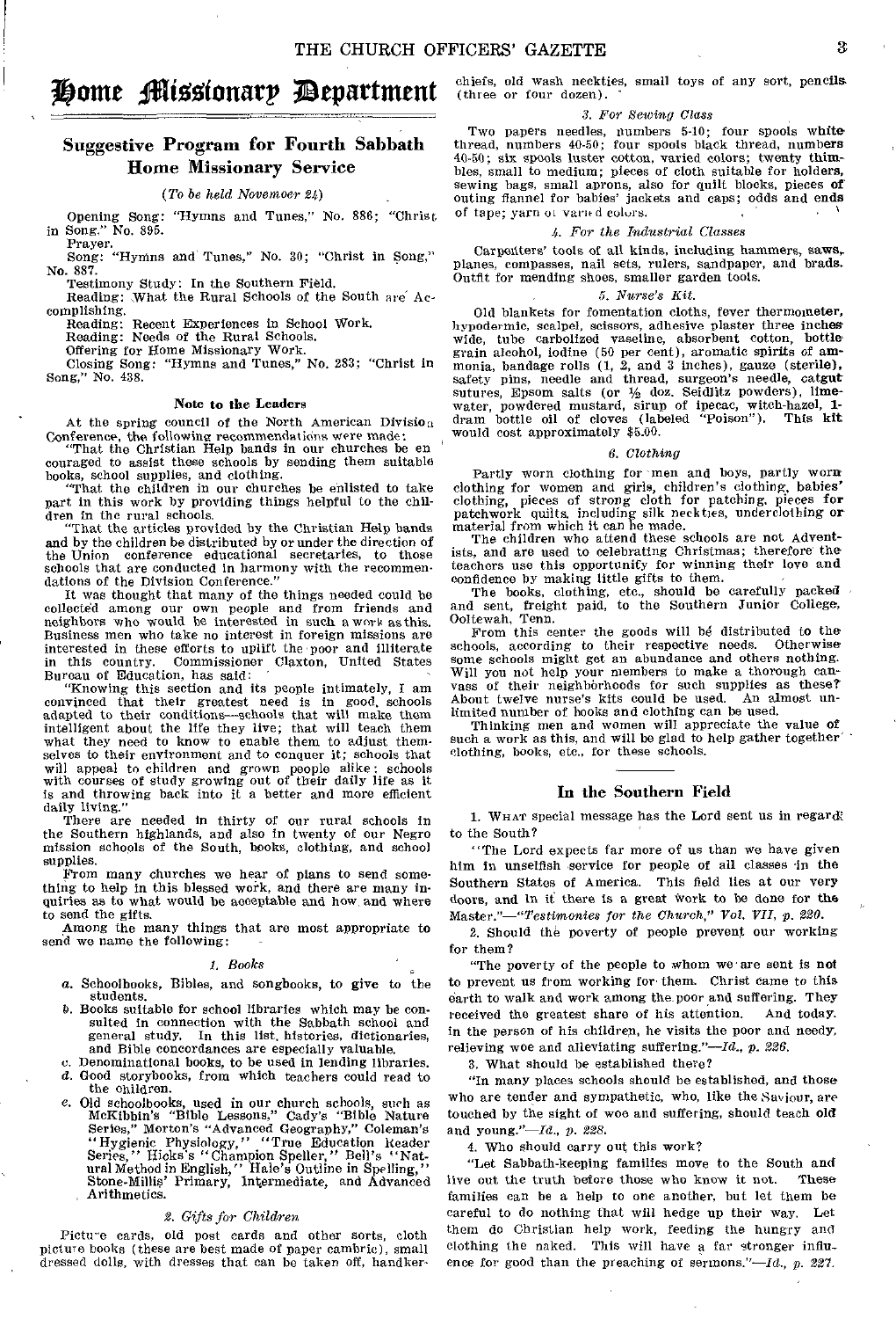# Home Missionary Department

## Suggestive Program for Fourth Sabbath Home Missionary Service

*(To be held Novemoer 24)*

Opening Song: "Hymns and Tunes," No. 886; "Christ in Song," No. 895.

Prayer.

Song: "Hymns and Tunes," No. 30; "Christ in Song," No. 887.

Testimony Study: In the Southern Field.

Reading: What the Rural Schools of the South are Accomplishing.

Reading: Recent Experiences in School Work.

Reading: Needs of the Rural Schools.

Offering for Home Missionary Work.

Closing Song: "Hymns and Tunes," No. 283; "Christ in Song," No. 438.

### Note to the Leaders

At the spring council of the North American Division Conference, the following recommendations were made:

"That the Christian Help bands in our churches be encouraged to assist these schools by sending them suitable books, school supplies, and clothing.

"That the children in our churches be enlisted to take part in this work by providing things helpful to the children in the rural schools.

"That the articles provided by the Christian Help bands and by the children be distributed by or under the direction of the Union conference educational secretaries, to those schools that are conducted in harmony with the recommendations of the Division Conference."

It was thought that many of the things needed could be collected among our own people and from friends and neighbors who would be interested in such a work as this. Business men who take no interest in foreign missions are interested in these efforts to uplift the poor and illiterate in this country. Commissioner Claxton, United States Bureau of Education, has said:

"Knowing this section and its people intimately, I am convinced that their greatest need is in good, schools adapted to their conditions—schools that will make them intelligent about the life they live; that will teach them what they need to know to enable them to adjust themselves to their environment and to conquer it; schools that will appeal to children and grown people alike; schools with courses of study growing out of their daily life as it is and throwing back into it a better and more efficient daily living."

There are needed in thirty of our rural schools in the Southern highlands, and also in twenty of our Negro mission schools of the South, books, clothing, and school supplies.

From many churches we hear of plans to send something to help in this blessed work, and there are many inquiries as to what would be acceptable and how and where to send the gifts.

Among the many things that are most appropriate to send we name the following:

*1. Books*

a. Schoolbooks, Bibles, and songbooks, to give to the students.
b. Books suitable for school libraries which may be consulted in connection with the Sabbath school and general study. In this list, histories, dictionaries, and Bible concordances are especially valuable.
c. Denominational books, to be used in lending libraries.
d. Good storybooks, from which teachers could read to the children.
e. Old schoolbooks, used in our church schools, such as McKibbin's "Bible Lessons," Cady's "Bible Nature Series," Morton's "Advanced Geography," Coleman's "Hygienic Physiology," "True Education Reader Series," Hicks's "Champion Speller," Bell's "Natural Method in English," Hale's Outline in Spelling," Stone-Millis' Primary, Intermediate, and Advanced Arithmetics.

*2. Gifts for Children*

Picture cards, old post cards and other sorts, cloth picture books (these are best made of paper cambric), small dressed dolls, with dresses that can be taken off, handkerchiefs, old wash neckties, small toys of any sort, pencils (three or four dozen).

*3. For Sewing Class*

Two papers needles, numbers 5-10; four spools white thread, numbers 40-50; four spools black thread, numbers 40-50; six spools luster cotton, varied colors; twenty thimbles, small to medium; pieces of cloth suitable for holders, sewing bags, small aprons, also for quilt blocks, pieces of outing flannel for babies' jackets and caps; odds and ends of tape; yarn of varied colors.

*4. For the Industrial Classes*

Carpenters' tools of all kinds, including hammers, saws, planes, compasses, nail sets, rulers, sandpaper, and brads. Outfit for mending shoes, smaller garden tools.

*5. Nurse's Kit.*

Old blankets for fomentation cloths, fever thermometer, hypodermic, scalpel, scissors, adhesive plaster three inches wide, tube carbolized vaseline, absorbent cotton, bottle grain alcohol, iodine (50 per cent), aromatic spirits of ammonia, bandage rolls (1, 2, and 3 inches), gauze (sterile), safety pins, needle and thread, surgeon's needle, catgut sutures, Epsom salts (or ½ doz. Seidlitz powders), limewater, powdered mustard, sirup of ipecac, witch-hazel, 1-dram bottle oil of cloves (labeled "Poison"). This kit would cost approximately $5.00.

*6. Clothing*

Partly worn clothing for men and boys, partly worn clothing for women and girls, children's clothing, babies' clothing, pieces of strong cloth for patching, pieces for patchwork quilts, including silk neckties, underclothing or material from which it can be made.

The children who attend these schools are not Adventists, and are used to celebrating Christmas; therefore the teachers use this opportunity for winning their love and confidence by making little gifts to them.

The books, clothing, etc., should be carefully packed and sent, freight paid, to the Southern Junior College, Ooltewah, Tenn.

From this center the goods will be distributed to the schools, according to their respective needs. Otherwise some schools might get an abundance and others nothing. Will you not help your members to make a thorough canvass of their neighborhoods for such supplies as these? About twelve nurse's kits could be used. An almost unlimited number of books and clothing can be used.

Thinking men and women will appreciate the value of such a work as this, and will be glad to help gather together clothing, books, etc., for these schools.

## In the Southern Field

1. What special message has the Lord sent us in regard to the South?

"The Lord expects far more of us than we have given him in unselfish service for people of all classes in the Southern States of America. This field lies at our very doors, and in it there is a great work to be done for the Master."—*"Testimonies for the Church," Vol. VII, p. 220.*

2. Should the poverty of people prevent our working for them?

"The poverty of the people to whom we are sent is not to prevent us from working for them. Christ came to this earth to walk and work among the poor and suffering. They received the greatest share of his attention. And today, in the person of his children, he visits the poor and needy, relieving woe and alleviating suffering."—*Id., p. 226.*

3. What should be established there?

"In many places schools should be established, and those who are tender and sympathetic, who, like the Saviour, are touched by the sight of woe and suffering, should teach old and young."—*Id., p. 228.*

4. Who should carry out this work?

"Let Sabbath-keeping families move to the South and live out the truth before those who know it not. These families can be a help to one another, but let them be careful to do nothing that will hedge up their way. Let them do Christian help work, feeding the hungry and clothing the naked. This will have a far stronger influence for good than the preaching of sermons."—*Id., p. 227.*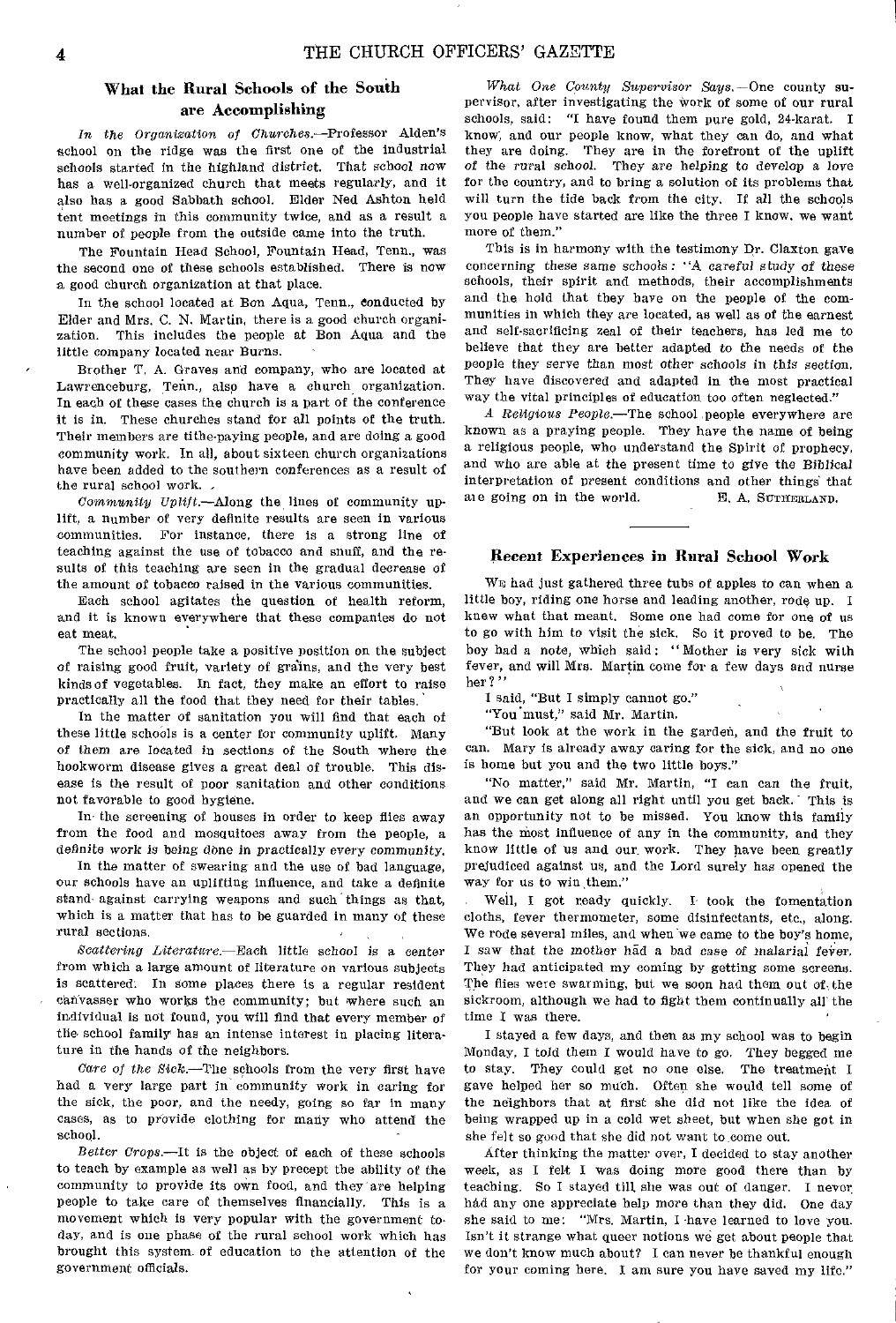## What the Rural Schools of the South are Accomplishing

*In the Organization of Churches.*—Professor Alden's school on the ridge was the first one of the industrial schools started in the highland district. That school now has a well-organized church that meets regularly, and it also has a good Sabbath school. Elder Ned Ashton held tent meetings in this community twice, and as a result a number of people from the outside came into the truth.

The Fountain Head School, Fountain Head, Tenn., was the second one of these schools established. There is now a good church organization at that place.

In the school located at Bon Aqua, Tenn., conducted by Elder and Mrs. C. N. Martin, there is a good church organization. This includes the people at Bon Aqua and the little company located near Burns.

Brother T. A. Graves and company, who are located at Lawrenceburg, Tenn., also have a church organization. In each of these cases the church is a part of the conference it is in. These churches stand for all points of the truth. Their members are tithe-paying people, and are doing a good community work. In all, about sixteen church organizations have been added to the southern conferences as a result of the rural school work.

*Community Uplift.*—Along the lines of community uplift, a number of very definite results are seen in various communities. For instance, there is a strong line of teaching against the use of tobacco and snuff, and the results of this teaching are seen in the gradual decrease of the amount of tobacco raised in the various communities.

Each school agitates the question of health reform, and it is known everywhere that these companies do not eat meat.

The school people take a positive position on the subject of raising good fruit, variety of grains, and the very best kinds of vegetables. In fact, they make an effort to raise practically all the food that they need for their tables.

In the matter of sanitation you will find that each of these little schools is a center for community uplift. Many of them are located in sections of the South where the hookworm disease gives a great deal of trouble. This disease is the result of poor sanitation and other conditions not favorable to good hygiene.

In the screening of houses in order to keep flies away from the food and mosquitoes away from the people, a definite work is being done in practically every community.

In the matter of swearing and the use of bad language, our schools have an uplifting influence, and take a definite stand against carrying weapons and such things as that, which is a matter that has to be guarded in many of these rural sections.

*Scattering Literature.*—Each little school is a center from which a large amount of literature on various subjects is scattered. In some places there is a regular resident canvasser who works the community; but where such an individual is not found, you will find that every member of the school family has an intense interest in placing literature in the hands of the neighbors.

*Care of the Sick.*—The schools from the very first have had a very large part in community work in caring for the sick, the poor, and the needy, going so far in many cases, as to provide clothing for many who attend the school.

*Better Crops.*—It is the object of each of these schools to teach by example as well as by precept the ability of the community to provide its own food, and they are helping people to take care of themselves financially. This is a movement which is very popular with the government today, and is one phase of the rural school work which has brought this system of education to the attention of the government officials.

*What One County Supervisor Says.*—One county supervisor, after investigating the work of some of our rural schools, said: "I have found them pure gold, 24-karat. I know, and our people know, what they can do, and what they are doing. They are in the forefront of the uplift of the rural school. They are helping to develop a love for the country, and to bring a solution of its problems that will turn the tide back from the city. If all the schools you people have started are like the three I know, we want more of them."

This is in harmony with the testimony Dr. Claxton gave concerning these same schools: "A careful study of these schools, their spirit and methods, their accomplishments and the hold that they have on the people of the communities in which they are located, as well as of the earnest and self-sacrificing zeal of their teachers, has led me to believe that they are better adapted to the needs of the people they serve than most other schools in this section. They have discovered and adapted in the most practical way the vital principles of education too often neglected."

*A Religious People.*—The school people everywhere are known as a praying people. They have the name of being a religious people, who understand the Spirit of prophecy, and who are able at the present time to give the Biblical interpretation of present conditions and other things that are going on in the world.

E. A. SUTHERLAND.

## Recent Experiences in Rural School Work

We had just gathered three tubs of apples to can when a little boy, riding one horse and leading another, rode up. I knew what that meant. Some one had come for one of us to go with him to visit the sick. So it proved to be. The boy had a note, which said: "Mother is very sick with fever, and will Mrs. Martin come for a few days and nurse her?"

I said, "But I simply cannot go."

"You must," said Mr. Martin.

"But look at the work in the garden, and the fruit to can. Mary is already away caring for the sick, and no one is home but you and the two little boys."

"No matter," said Mr. Martin, "I can can the fruit, and we can get along all right until you get back. This is an opportunity not to be missed. You know this family has the most influence of any in the community, and they know little of us and our work. They have been greatly prejudiced against us, and the Lord surely has opened the way for us to win them."

Well, I got ready quickly. I took the fomentation cloths, fever thermometer, some disinfectants, etc., along. We rode several miles, and when we came to the boy's home, I saw that the mother had a bad case of malarial fever. They had anticipated my coming by getting some screens. The flies were swarming, but we soon had them out of the sickroom, although we had to fight them continually all the time I was there.

I stayed a few days, and then as my school was to begin Monday, I told them I would have to go. They begged me to stay. They could get no one else. The treatment I gave helped her so much. Often she would tell some of the neighbors that at first she did not like the idea of being wrapped up in a cold wet sheet, but when she got in she felt so good that she did not want to come out.

After thinking the matter over, I decided to stay another week, as I felt I was doing more good there than by teaching. So I stayed till she was out of danger. I never had any one appreciate help more than they did. One day she said to me: "Mrs. Martin, I have learned to love you. Isn't it strange what queer notions we get about people that we don't know much about? I can never be thankful enough for your coming here. I am sure you have saved my life."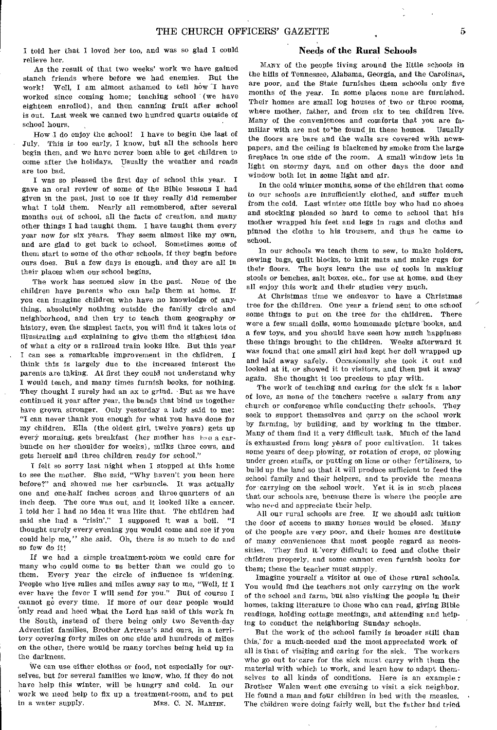I told her that I loved her too, and was so glad I could relieve her.

As the result of that two weeks' work we have gained stanch friends where before we had enemies. But the work! Well, I am almost ashamed to tell how I have worked since coming home; teaching school (we have eighteen enrolled), and then canning fruit after school is out. Last week we canned two hundred quarts outside of school hours.

How I do enjoy the school! I have to begin the last of July. This is too early, I know, but all the schools here begin then, and we have never been able to get children to come after the holidays. Usually the weather and roads are too bad.

I was so pleased the first day of school this year. I gave an oral review of some of the Bible lessons I had given in the past, just to see if they really did remember what I told them. Nearly all remembered, after several months out of school, all the facts of creation, and many other things I had taught them. I have taught them every year now for six years. They seem almost like my own, and are glad to get back to school. Sometimes some of them start to some of the other schools, if they begin before ours does. But a few days is enough, and they are all in their places when our school begins.

The work has seemed slow in the past. None of the children have parents who can help them at home. If you can imagine children who have no knowledge of anything, absolutely nothing outside the family circle and neighborhood, and then try to teach them geography or history, even the simplest facts, you will find it takes lots of illustrating and explaining to give them the slightest idea of what a city or a railroad train looks like. But this year I can see a remarkable improvement in the children. I think this is largely due to the increased interest the parents are taking. At first they could not understand why I would teach, and many times furnish books, for nothing. They thought I surely had an ax to grind. But as we have continued it year after year, the bands that bind us together have grown stronger. Only yesterday a lady said to me: "I can never thank you enough for what you have done for my children. Ella (the oldest girl, twelve years) gets up every morning, gets breakfast (her mother has had a carbuncle on her shoulder for weeks), milks three cows, and gets herself and three children ready for school."

I felt so sorry last night when I stopped at this home to see the mother. She said, "Why haven't you been here before?" and showed me her carbuncle. It was actually one and one-half inches across and three quarters of an inch deep. The core was out, and it looked like a cancer. I told her I had no idea it was like that. The children had said she had a "risin'." I supposed it was a boil. "I thought surely every evening you would come and see if you could help me," she said. Oh, there is so much to do and so few do it!

If we had a simple treatment-room we could care for many who could come to us better than we could go to them. Every year the circle of influence is widening. People who live miles and miles away say to me, "Well, if I ever have the fever I will send for you." But of course I cannot go every time. If more of our dear people would only read and heed what the Lord has said of this work in the South, instead of there being only two Seventh-day Adventist families, Brother Artress's and ours, in a territory covering forty miles on one side and hundreds of miles on the other, there would be many torches being held up in the darkness.

We can use either clothes or food, not especially for ourselves, but for several families we know, who, if they do not have help this winter, will be hungry and cold. In our work we need help to fix up a treatment-room, and to put in a water supply.

MRS. C. N. MARTIN.

## Needs of the Rural Schools

MANY of the people living around the little schools in the hills of Tennessee, Alabama, Georgia, and the Carolinas, are poor, and the State furnishes them schools only five months of the year. In some places none are furnished. Their homes are small log houses of two or three rooms, where mother, father, and from six to ten children live. Many of the conveniences and comforts that you are familiar with are not to be found in these homes. Usually the floors are bare and the walls are covered with newspapers, and the ceiling is blackened by smoke from the large fireplace in one side of the room. A small window lets in light on stormy days, and on other days the door and window both let in some light and air.

In the cold winter months, some of the children that come to our schools are insufficiently clothed, and suffer much from the cold. Last winter one little boy who had no shoes and stocking pleaded so hard to come to school that his mother wrapped his feet and legs in rags and cloths and pinned the cloths to his trousers, and thus he came to school.

In our schools we teach them to sew, to make holders, sewing bags, quilt blocks, to knit mats and make rugs for their floors. The boys learn the use of tools in making stools or benches, salt boxes, etc., for use at home, and they all enjoy this work and their studies very much.

At Christmas time we endeavor to have a Christmas tree for the children. One year a friend sent to one school some things to put on the tree for the children. There were a few small dolls, some homemade picture books, and a few toys, and you should have seen how much happiness these things brought to the children. Weeks afterward it was found that one small girl had kept her doll wrapped up and laid away safely. Occasionally she took it out and looked at it, or showed it to visitors, and then put it away again. She thought it too precious to play with.

The work of teaching and caring for the sick is a labor of love, as none of the teachers receive a salary from any church or conference while conducting their schools. They seek to support themselves and carry on the school work by farming, by building, and by working in the timber. Many of them find it a very difficult task. Much of the land is exhausted from long years of poor cultivation. It takes some years of deep plowing, or rotation of crops, or plowing under green stuffs, or putting on lime or other fertilizers, to build up the land so that it will produce sufficient to feed the school family and their helpers, and to provide the means for carrying on the school work. Yet it is in such places that our schools are, because there is where the people are who need and appreciate their help.

All our rural schools are free. If we should ask tuition the door of access to many homes would be closed. Many of the people are very poor, and their homes are destitute of many conveniences that most people regard as necessities. They find it very difficult to feed and clothe their children properly, and some cannot even furnish books for them; these the teacher must supply.

Imagine yourself a visitor at one of these rural schools. You would find the teachers not only carrying on the work of the school and farm, but also visiting the people in their homes, taking literature to those who can read, giving Bible readings, holding cottage meetings, and attending and helping to conduct the neighboring Sunday schools.

But the work of the school family is broader still than this, for a much-needed and the most appreciated work of all is that of visiting and caring for the sick. The workers who go out to care for the sick must carry with them the material with which to work, and learn how to adapt themselves to all kinds of conditions. Here is an example: Brother Walen went one evening to visit a sick neighbor. He found a man and four children in bed with the measles. The children were doing fairly well, but the father had tried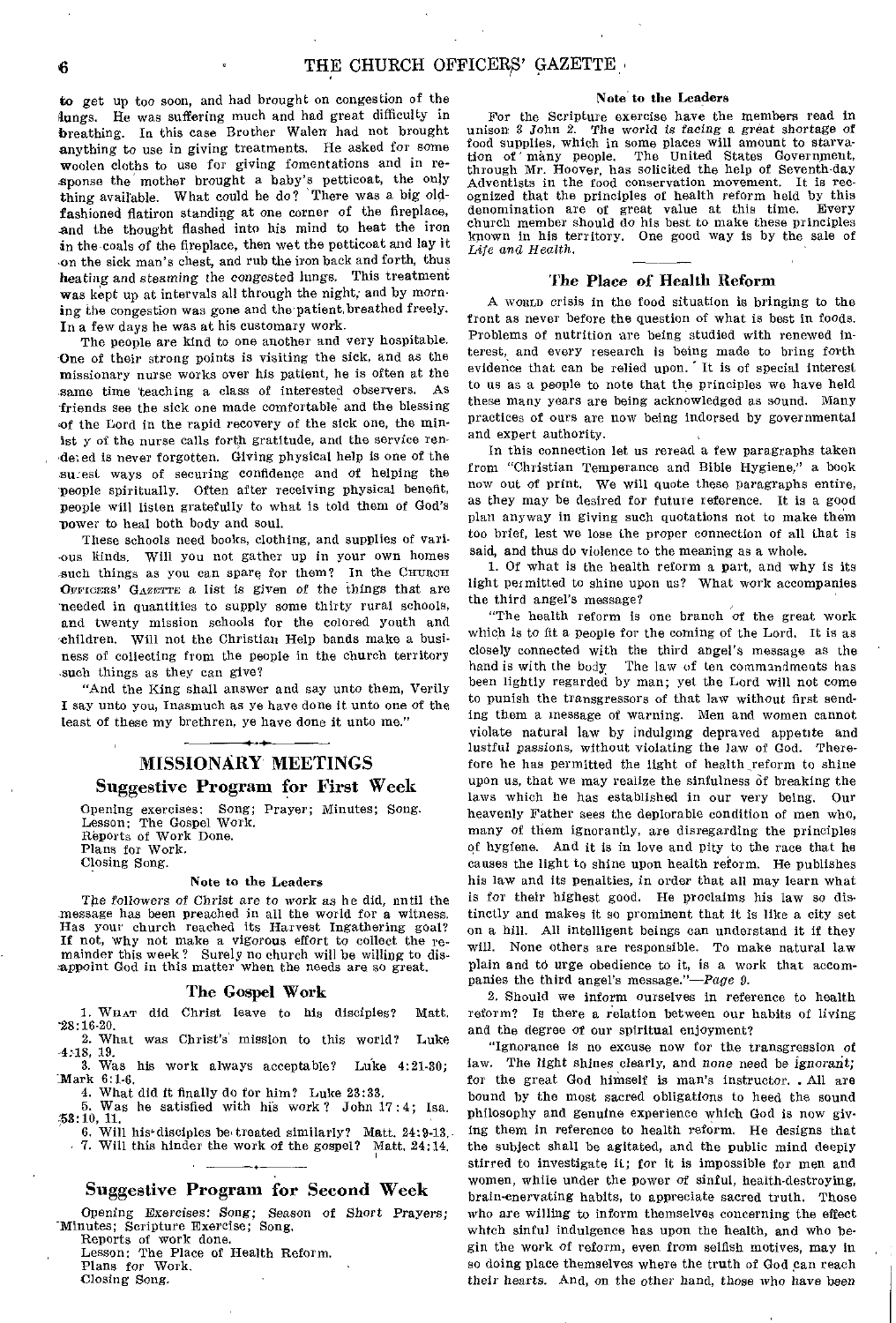to get up too soon, and had brought on congestion of the lungs. He was suffering much and had great difficulty in breathing. In this case Brother Walen had not brought anything to use in giving treatments. He asked for some woolen cloths to use for giving fomentations and in response the mother brought a baby's petticoat, the only thing available. What could he do? There was a big old-fashioned flatiron standing at one corner of the fireplace, and the thought flashed into his mind to heat the iron in the coals of the fireplace, then wet the petticoat and lay it on the sick man's chest, and rub the iron back and forth, thus heating and steaming the congested lungs. This treatment was kept up at intervals all through the night, and by morning the congestion was gone and the patient breathed freely. In a few days he was at his customary work.

The people are kind to one another and very hospitable. One of their strong points is visiting the sick, and as the missionary nurse works over his patient, he is often at the same time teaching a class of interested observers. As friends see the sick one made comfortable and the blessing of the Lord in the rapid recovery of the sick one, the ministry of the nurse calls forth gratitude, and the service rendered is never forgotten. Giving physical help is one of the surest ways of securing confidence and of helping the people spiritually. Often after receiving physical benefit, people will listen gratefully to what is told them of God's power to heal both body and soul.

These schools need books, clothing, and supplies of various kinds. Will you not gather up in your own homes such things as you can spare for them? In the CHURCH OFFICERS' GAZETTE a list is given of the things that are needed in quantities to supply some thirty rural schools, and twenty mission schools for the colored youth and children. Will not the Christian Help bands make a business of collecting from the people in the church territory such things as they can give?

"And the King shall answer and say unto them, Verily I say unto you, Inasmuch as ye have done it unto one of the least of these my brethren, ye have done it unto me."

## MISSIONARY MEETINGS

### Suggestive Program for First Week

Opening exercises: Song; Prayer; Minutes; Song.
Lesson: The Gospel Work.
Reports of Work Done.
Plans for Work.
Closing Song.

#### Note to the Leaders

The followers of Christ are to work as he did, until the message has been preached in all the world for a witness. Has your church reached its Harvest Ingathering goal? If not, why not make a vigorous effort to collect the remainder this week? Surely no church will be willing to disappoint God in this matter when the needs are so great.

#### The Gospel Work

1. WHAT did Christ leave to his disciples? Matt. 28:16-20.
2. What was Christ's mission to this world? Luke 4:18, 19.
3. Was his work always acceptable? Luke 4:21-30; Mark 6:1-6.
4. What did it finally do for him? Luke 23:33.
5. Was he satisfied with his work? John 17:4; Isa. 53:10, 11.
6. Will his disciples be treated similarly? Matt. 24:9-13.
7. Will this hinder the work of the gospel? Matt. 24:14.

### Suggestive Program for Second Week

Opening Exercises: Song; Season of Short Prayers; Minutes; Scripture Exercise; Song.
Reports of work done.
Lesson: The Place of Health Reform.
Plans for Work.
Closing Song.

#### Note to the Leaders

For the Scripture exercise have the members read in unison 3 John 2. The world is facing a great shortage of food supplies, which in some places will amount to starvation of many people. The United States Government, through Mr. Hoover, has solicited the help of Seventh-day Adventists in the food conservation movement. It is recognized that the principles of health reform held by this denomination are of great value at this time. Every church member should do his best to make these principles known in his territory. One good way is by the sale of *Life and Health*.

#### The Place of Health Reform

A WORLD crisis in the food situation is bringing to the front as never before the question of what is best in foods. Problems of nutrition are being studied with renewed interest, and every research is being made to bring forth evidence that can be relied upon. It is of special interest to us as a people to note that the principles we have held these many years are being acknowledged as sound. Many practices of ours are now being indorsed by governmental and expert authority.

In this connection let us reread a few paragraphs taken from "Christian Temperance and Bible Hygiene," a book now out of print. We will quote these paragraphs entire, as they may be desired for future reference. It is a good plan anyway in giving such quotations not to make them too brief, lest we lose the proper connection of all that is said, and thus do violence to the meaning as a whole.

1. Of what is the health reform a part, and why is its light permitted to shine upon us? What work accompanies the third angel's message?

"The health reform is one branch of the great work which is to fit a people for the coming of the Lord. It is as closely connected with the third angel's message as the hand is with the body. The law of ten commandments has been lightly regarded by man; yet the Lord will not come to punish the transgressors of that law without first sending them a message of warning. Men and women cannot violate natural law by indulging depraved appetite and lustful passions, without violating the law of God. Therefore he has permitted the light of health reform to shine upon us, that we may realize the sinfulness of breaking the laws which he has established in our very being. Our heavenly Father sees the deplorable condition of men who, many of them ignorantly, are disregarding the principles of hygiene. And it is in love and pity to the race that he causes the light to shine upon health reform. He publishes his law and its penalties, in order that all may learn what is for their highest good. He proclaims his law so distinctly and makes it so prominent that it is like a city set on a hill. All intelligent beings can understand it if they will. None others are responsible. To make natural law plain and to urge obedience to it, is a work that accompanies the third angel's message."—*Page 9.*

2. Should we inform ourselves in reference to health reform? Is there a relation between our habits of living and the degree of our spiritual enjoyment?

"Ignorance is no excuse now for the transgression of law. The light shines clearly, and none need be ignorant; for the great God himself is man's instructor. All are bound by the most sacred obligations to heed the sound philosophy and genuine experience which God is now giving them in reference to health reform. He designs that the subject shall be agitated, and the public mind deeply stirred to investigate it; for it is impossible for men and women, while under the power of sinful, health-destroying, brain-enervating habits, to appreciate sacred truth. Those who are willing to inform themselves concerning the effect which sinful indulgence has upon the health, and who begin the work of reform, even from selfish motives, may in so doing place themselves where the truth of God can reach their hearts. And, on the other hand, those who have been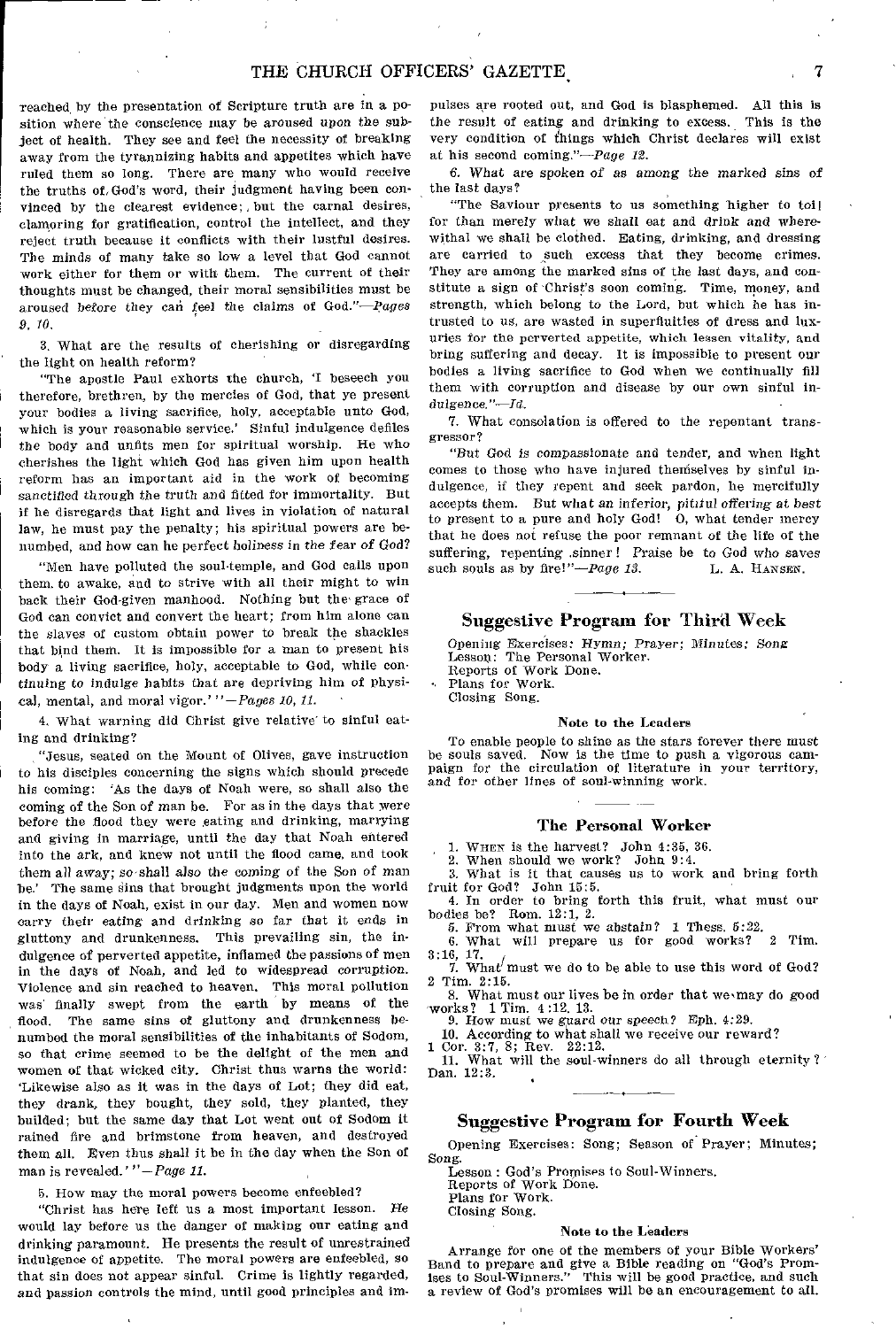reached by the presentation of Scripture truth are in a position where the conscience may be aroused upon the subject of health. They see and feel the necessity of breaking away from the tyrannizing habits and appetites which have ruled them so long. There are many who would receive the truths of God's word, their judgment having been convinced by the clearest evidence; but the carnal desires, clamoring for gratification, control the intellect, and they reject truth because it conflicts with their lustful desires. The minds of many take so low a level that God cannot work either for them or with them. The current of their thoughts must be changed, their moral sensibilities must be aroused before they can feel the claims of God."—*Pages 9, 10.*

3. What are the results of cherishing or disregarding the light on health reform?

"The apostle Paul exhorts the church, 'I beseech you therefore, brethren, by the mercies of God, that ye present your bodies a living sacrifice, holy, acceptable unto God, which is your reasonable service.' Sinful indulgence defiles the body and unfits men for spiritual worship. He who cherishes the light which God has given him upon health reform has an important aid in the work of becoming sanctified through the truth and fitted for immortality. But if he disregards that light and lives in violation of natural law, he must pay the penalty; his spiritual powers are benumbed, and how can he perfect holiness in the fear of God?

"Men have polluted the soul-temple, and God calls upon them to awake, and to strive with all their might to win back their God-given manhood. Nothing but the grace of God can convict and convert the heart; from him alone can the slaves of custom obtain power to break the shackles that bind them. It is impossible for a man to present his body a living sacrifice, holy, acceptable to God, while continuing to indulge habits that are depriving him of physical, mental, and moral vigor.'"—*Pages 10, 11.*

4. What warning did Christ give relative to sinful eating and drinking?

"Jesus, seated on the Mount of Olives, gave instruction to his disciples concerning the signs which should precede his coming: 'As the days of Noah were, so shall also the coming of the Son of man be. For as in the days that were before the flood they were eating and drinking, marrying and giving in marriage, until the day that Noah entered into the ark, and knew not until the flood came, and took them all away; so shall also the coming of the Son of man be.' The same sins that brought judgments upon the world in the days of Noah, exist in our day. Men and women now carry their eating and drinking so far that it ends in gluttony and drunkenness. This prevailing sin, the indulgence of perverted appetite, inflamed the passions of men in the days of Noah, and led to widespread corruption. Violence and sin reached to heaven. This moral pollution was finally swept from the earth by means of the flood. The same sins of gluttony and drunkenness benumbed the moral sensibilities of the inhabitants of Sodom, so that crime seemed to be the delight of the men and women of that wicked city. Christ thus warns the world: 'Likewise also as it was in the days of Lot; they did eat, they drank, they bought, they sold, they planted, they builded; but the same day that Lot went out of Sodom it rained fire and brimstone from heaven, and destroyed them all. Even thus shall it be in the day when the Son of man is revealed.'"—*Page 11.*

5. How may the moral powers become enfeebled?

"Christ has here left us a most important lesson. He would lay before us the danger of making our eating and drinking paramount. He presents the result of unrestrained indulgence of appetite. The moral powers are enfeebled, so that sin does not appear sinful. Crime is lightly regarded, and passion controls the mind, until good principles and impulses are rooted out, and God is blasphemed. All this is the result of eating and drinking to excess. This is the very condition of things which Christ declares will exist at his second coming."—*Page 12.*

6. What are spoken of as among the marked sins of the last days?

"The Saviour presents to us something higher to toil for than merely what we shall eat and drink and wherewithal we shall be clothed. Eating, drinking, and dressing are carried to such excess that they become crimes. They are among the marked sins of the last days, and constitute a sign of Christ's soon coming. Time, money, and strength, which belong to the Lord, but which he has intrusted to us, are wasted in superfluities of dress and luxuries for the perverted appetite, which lessen vitality, and bring suffering and decay. It is impossible to present our bodies a living sacrifice to God when we continually fill them with corruption and disease by our own sinful indulgence."—*Id.*

7. What consolation is offered to the repentant transgressor?

"But God is compassionate and tender, and when light comes to those who have injured themselves by sinful indulgence, if they repent and seek pardon, he mercifully accepts them. But what an inferior, pitiful offering at best to present to a pure and holy God! O, what tender mercy that he does not refuse the poor remnant of the life of the suffering, repenting sinner! Praise be to God who saves such souls as by fire!"—*Page 13.*

L. A. Hansen.

## Suggestive Program for Third Week

Opening Exercises: Hymn; Prayer; Minutes; Song.
Lesson: The Personal Worker.
Reports of Work Done.
Plans for Work.
Closing Song.

### Note to the Leaders

To enable people to shine as the stars forever there must be souls saved. Now is the time to push a vigorous campaign for the circulation of literature in your territory, and for other lines of soul-winning work.

### The Personal Worker

1. When is the harvest? John 4:35, 36.
2. When should we work? John 9:4.
3. What is it that causes us to work and bring forth fruit for God? John 15:5.
4. In order to bring forth this fruit, what must our bodies be? Rom. 12:1, 2.
5. From what must we abstain? 1 Thess. 5:22.
6. What will prepare us for good works? 2 Tim. 3:16, 17.
7. What must we do to be able to use this word of God? 2 Tim. 2:15.
8. What must our lives be in order that we may do good works? 1 Tim. 4:12, 13.
9. How must we guard our speech? Eph. 4:29.
10. According to what shall we receive our reward? 1 Cor. 3:7, 8; Rev. 22:12.
11. What will the soul-winners do all through eternity? Dan. 12:3.

## Suggestive Program for Fourth Week

Opening Exercises: Song; Season of Prayer; Minutes; Song.
Lesson: God's Promises to Soul-Winners.
Reports of Work Done.
Plans for Work.
Closing Song.

### Note to the Leaders

Arrange for one of the members of your Bible Workers' Band to prepare and give a Bible reading on "God's Promises to Soul-Winners." This will be good practice, and such a review of God's promises will be an encouragement to all.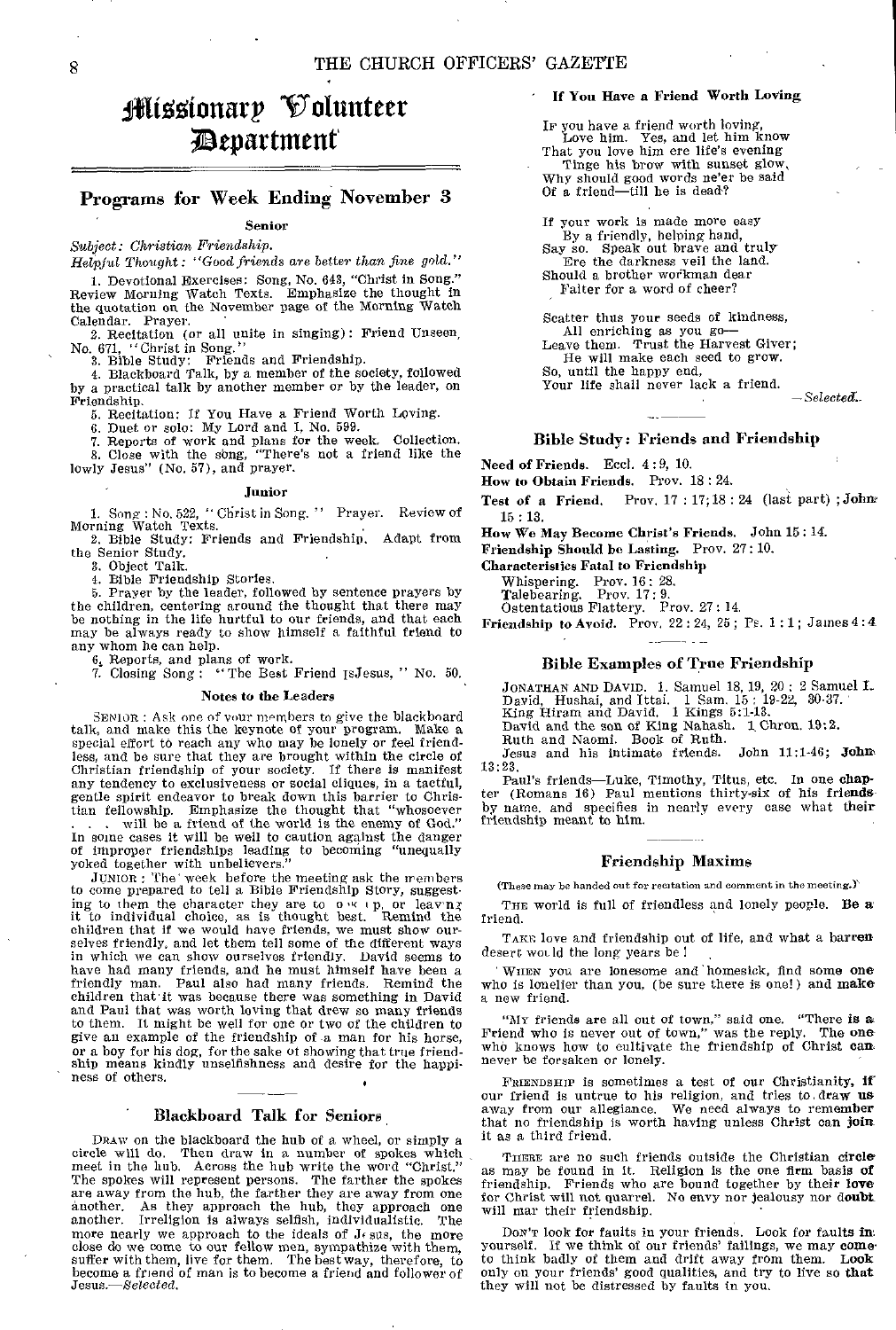# Missionary Volunteer Department

## Programs for Week Ending November 3

### Senior

*Subject: Christian Friendship.*

*Helpful Thought: "Good friends are better than fine gold."*

1. Devotional Exercises: Song, No. 643, "Christ in Song." Review Morning Watch Texts. Emphasize the thought in the quotation on the November page of the Morning Watch Calendar. Prayer.
2. Recitation (or all unite in singing): Friend Unseen, No. 671, "Christ in Song."
3. Bible Study: Friends and Friendship.
4. Blackboard Talk, by a member of the society, followed by a practical talk by another member or by the leader, on Friendship.
5. Recitation: If You Have a Friend Worth Loving.
6. Duet or solo: My Lord and I, No. 599.
7. Reports of work and plans for the week. Collection.
8. Close with the song, "There's not a friend like the lowly Jesus" (No. 57), and prayer.

### Junior

1. Song: No. 522, "Christ in Song." Prayer. Review of Morning Watch Texts.
2. Bible Study: Friends and Friendship. Adapt from the Senior Study.
3. Object Talk.
4. Bible Friendship Stories.
5. Prayer by the leader, followed by sentence prayers by the children, centering around the thought that there may be nothing in the life hurtful to our friends, and that each may be always ready to show himself a faithful friend to any whom he can help.
6. Reports, and plans of work.
7. Closing Song: "The Best Friend IsJesus," No. 50.

### Notes to the Leaders

SENIOR: Ask one of your members to give the blackboard talk, and make this the keynote of your program. Make a special effort to reach any who may be lonely or feel friendless, and be sure that they are brought within the circle of Christian friendship of your society. If there is manifest any tendency to exclusiveness or social cliques, in a tactful, gentle spirit endeavor to break down this barrier to Christian fellowship. Emphasize the thought that "whosoever . . . will be a friend of the world is the enemy of God." In some cases it will be well to caution against the danger of improper friendships leading to becoming "unequally yoked together with unbelievers."

JUNIOR: The week before the meeting ask the members to come prepared to tell a Bible Friendship Story, suggesting to them the character they are to o·« ı p, or leav·n; it to individual choice, as is thought best. Remind the children that if we would have friends, we must show ourselves friendly, and let them tell some of the different ways in which we can show ourselves friendly. David seems to have had many friends, and he must himself have been a friendly man. Paul also had many friends. Remind the children that it was because there was something in David and Paul that was worth loving that drew so many friends to them. It might be well for one or two of the children to give an example of the friendship of a man for his horse, or a boy for his dog, for the sake of showing that true friendship means kindly unselfishness and desire for the happiness of others.

## Blackboard Talk for Seniors

DRAW on the blackboard the hub of a wheel, or simply a circle will do. Then draw in a number of spokes which meet in the hub. Across the hub write the word "Christ." The spokes will represent persons. The farther the spokes are away from the hub, the farther they are away from one another. As they approach the hub, they approach one another. Irreligion is always selfish, individualistic. The more nearly we approach to the ideals of Jesus, the more close do we come to our fellow men, sympathize with them, suffer with them, live for them. The best way, therefore, to become a friend of man is to become a friend and follower of Jesus.—*Selected.*

## If You Have a Friend Worth Loving

IF you have a friend worth loving,
Love him. Yes, and let him know
That you love him ere life's evening
Tinge his brow with sunset glow,
Why should good words ne'er be said
Of a friend—till he is dead?

If your work is made more easy
By a friendly, helping hand,
Say so. Speak out brave and truly
Ere the darkness veil the land.
Should a brother workman dear
Falter for a word of cheer?

Scatter thus your seeds of kindness,
All enriching as you go—
Leave them. Trust the Harvest Giver;
He will make each seed to grow.
So, until the happy end,
Your life shall never lack a friend.

—*Selected.*

## Bible Study: Friends and Friendship

**Need of Friends.** Eccl. 4:9, 10.

**How to Obtain Friends.** Prov. 18:24.

**Test of a Friend.** Prov. 17:17; 18:24 (last part); John 15:13.

**How We May Become Christ's Friends.** John 15:14.

**Friendship Should be Lasting.** Prov. 27:10.

**Characteristics Fatal to Friendship**

Whispering. Prov. 16:28.
Talebearing. Prov. 17:9.
Ostentatious Flattery. Prov. 27:14.

**Friendship to Avoid.** Prov. 22:24, 25; Ps. 1:1; James 4:4

## Bible Examples of True Friendship

JONATHAN AND DAVID. 1 Samuel 18, 19, 20; 2 Samuel 1.
David, Hushai, and Ittai. 1 Sam. 15:19-22, 30-37.
King Hiram and David. 1 Kings 5:1-13.
David and the son of King Nahash. 1 Chron. 19:2.
Ruth and Naomi. Book of Ruth.
Jesus and his intimate friends. John 11:1-46; John 13:23.
Paul's friends—Luke, Timothy, Titus, etc. In one chapter (Romans 16) Paul mentions thirty-six of his friends by name, and specifies in nearly every case what their friendship meant to him.

## Friendship Maxims

(These may be handed out for recitation and comment in the meeting.)

THE world is full of friendless and lonely people. Be a friend.

TAKE love and friendship out of life, and what a barren desert would the long years be!

WHEN you are lonesome and homesick, find some one who is lonelier than you, (be sure there is one!) and make a new friend.

"MY friends are all out of town," said one. "There is a Friend who is never out of town," was the reply. The one who knows how to cultivate the friendship of Christ can never be forsaken or lonely.

FRIENDSHIP is sometimes a test of our Christianity, if our friend is untrue to his religion, and tries to draw us away from our allegiance. We need always to remember that no friendship is worth having unless Christ can join it as a third friend.

THERE are no such friends outside the Christian circle as may be found in it. Religion is the one firm basis of friendship. Friends who are bound together by their love for Christ will not quarrel. No envy nor jealousy nor doubt will mar their friendship.

DON'T look for faults in your friends. Look for faults in yourself. If we think of our friends' failings, we may come to think badly of them and drift away from them. Look only on your friends' good qualities, and try to live so that they will not be distressed by faults in you.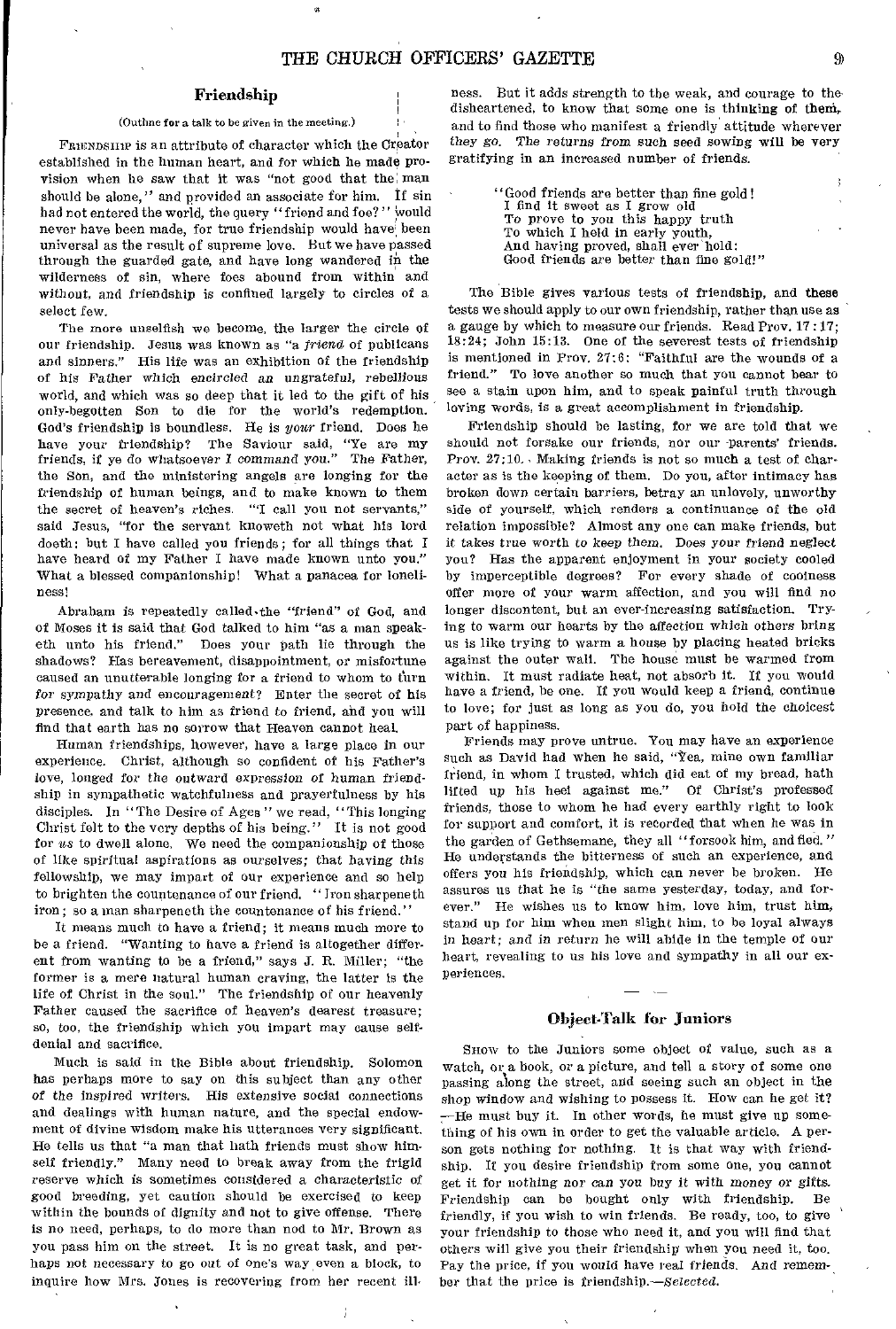## Friendship

(Outline for a talk to be given in the meeting.)

FRIENDSHIP is an attribute of character which the Creator established in the human heart, and for which he made provision when he saw that it was "not good that the man should be alone," and provided an associate for him. If sin had not entered the world, the query "friend and foe?" would never have been made, for true friendship would have been universal as the result of supreme love. But we have passed through the guarded gate, and have long wandered in the wilderness of sin, where foes abound from within and without, and friendship is confined largely to circles of a select few.

The more unselfish we become, the larger the circle of our friendship. Jesus was known as "a *friend* of publicans and sinners." His life was an exhibition of the friendship of his Father which encircled an ungrateful, rebellious world, and which was so deep that it led to the gift of his only-begotten Son to die for the world's redemption. God's friendship is boundless. He is *your* friend. Does he have your friendship? The Saviour said, "Ye are my friends, if ye do whatsoever I command you." The Father, the Son, and the ministering angels are longing for the friendship of human beings, and to make known to them the secret of heaven's riches. "I call you not servants," said Jesus, "for the servant knoweth not what his lord doeth: but I have called you friends; for all things that I have heard of my Father I have made known unto you." What a blessed companionship! What a panacea for loneliness!

Abraham is repeatedly called "friend" of God, and of Moses it is said that God talked to him "as a man speaketh unto his friend." Does your path lie through the shadows? Has bereavement, disappointment, or misfortune caused an unutterable longing for a friend to whom to turn for sympathy and encouragement? Enter the secret of his presence, and talk to him as friend to friend, and you will find that earth has no sorrow that Heaven cannot heal.

Human friendships, however, have a large place in our experience. Christ, although so confident of his Father's love, longed for the outward expression of human friendship in sympathetic watchfulness and prayerfulness by his disciples. In "The Desire of Ages" we read, "This longing Christ felt to the very depths of his being." It is not good for *us* to dwell alone. We need the companionship of those of like spiritual aspirations as ourselves; that having this fellowship, we may impart of our experience and so help to brighten the countenance of our friend. "Iron sharpeneth iron; so a man sharpeneth the countenance of his friend."

It means much to have a friend; it means much more to be a friend. "Wanting to have a friend is altogether different from wanting to be a friend," says J. R. Miller; "the former is a mere natural human craving, the latter is the life of Christ in the soul." The friendship of our heavenly Father caused the sacrifice of heaven's dearest treasure; so, too, the friendship which you impart may cause self-denial and sacrifice.

Much is said in the Bible about friendship. Solomon has perhaps more to say on this subject than any other of the inspired writers. His extensive social connections and dealings with human nature, and the special endowment of divine wisdom make his utterances very significant. He tells us that "a man that hath friends must show himself friendly." Many need to break away from the frigid reserve which is sometimes considered a characteristic of good breeding, yet caution should be exercised to keep within the bounds of dignity and not to give offense. There is no need, perhaps, to do more than nod to Mr. Brown as you pass him on the street. It is no great task, and perhaps not necessary to go out of one's way even a block, to inquire how Mrs. Jones is recovering from her recent illness. But it adds strength to the weak, and courage to the disheartened, to know that some one is thinking of them, and to find those who manifest a friendly attitude wherever they go. The returns from such seed sowing will be very gratifying in an increased number of friends.

> "Good friends are better than fine gold!
> I find it sweet as I grow old
> To prove to you this happy truth
> To which I held in early youth,
> And having proved, shall ever hold:
> Good friends are better than fine gold!"

The Bible gives various tests of friendship, and these tests we should apply to our own friendship, rather than use as a gauge by which to measure our friends. Read Prov. 17:17; 18:24; John 15:13. One of the severest tests of friendship is mentioned in Prov. 27:6: "Faithful are the wounds of a friend." To love another so much that you cannot bear to see a stain upon him, and to speak painful truth through loving words, is a great accomplishment in friendship.

Friendship should be lasting, for we are told that we should not forsake our friends, nor our parents' friends. Prov. 27:10. Making friends is not so much a test of character as is the keeping of them. Do you, after intimacy has broken down certain barriers, betray an unlovely, unworthy side of yourself, which renders a continuance of the old relation impossible? Almost any one can make friends, but it takes true worth to keep them. Does your friend neglect you? Has the apparent enjoyment in your society cooled by imperceptible degrees? For every shade of coolness offer more of your warm affection, and you will find no longer discontent, but an ever-increasing satisfaction. Trying to warm our hearts by the affection which others bring us is like trying to warm a house by placing heated bricks against the outer wall. The house must be warmed from within. It must radiate heat, not absorb it. If you would have a friend, be one. If you would keep a friend, continue to love; for just as long as you do, you hold the choicest part of happiness.

Friends may prove untrue. You may have an experience such as David had when he said, "Yea, mine own familiar friend, in whom I trusted, which did eat of my bread, hath lifted up his heel against me." Of Christ's professed friends, those to whom he had every earthly right to look for support and comfort, it is recorded that when he was in the garden of Gethsemane, they all "forsook him, and fled." He understands the bitterness of such an experience, and offers you his friendship, which can never be broken. He assures us that he is "the same yesterday, today, and forever." He wishes us to know him, love him, trust him, stand up for him when men slight him, to be loyal always in heart; and in return he will abide in the temple of our heart, revealing to us his love and sympathy in all our experiences.

## Object-Talk for Juniors

SHOW to the Juniors some object of value, such as a watch, or a book, or a picture, and tell a story of some one passing along the street, and seeing such an object in the shop window and wishing to possess it. How can he get it? —He must buy it. In other words, he must give up something of his own in order to get the valuable article. A person gets nothing for nothing. It is that way with friendship. If you desire friendship from some one, you cannot get it for nothing nor can you buy it with money or gifts. Friendship can be bought only with friendship. Be friendly, if you wish to win friends. Be ready, too, to give your friendship to those who need it, and you will find that others will give you their friendship when you need it, too. Pay the price, if you would have real friends. And remember that the price is friendship.—*Selected.*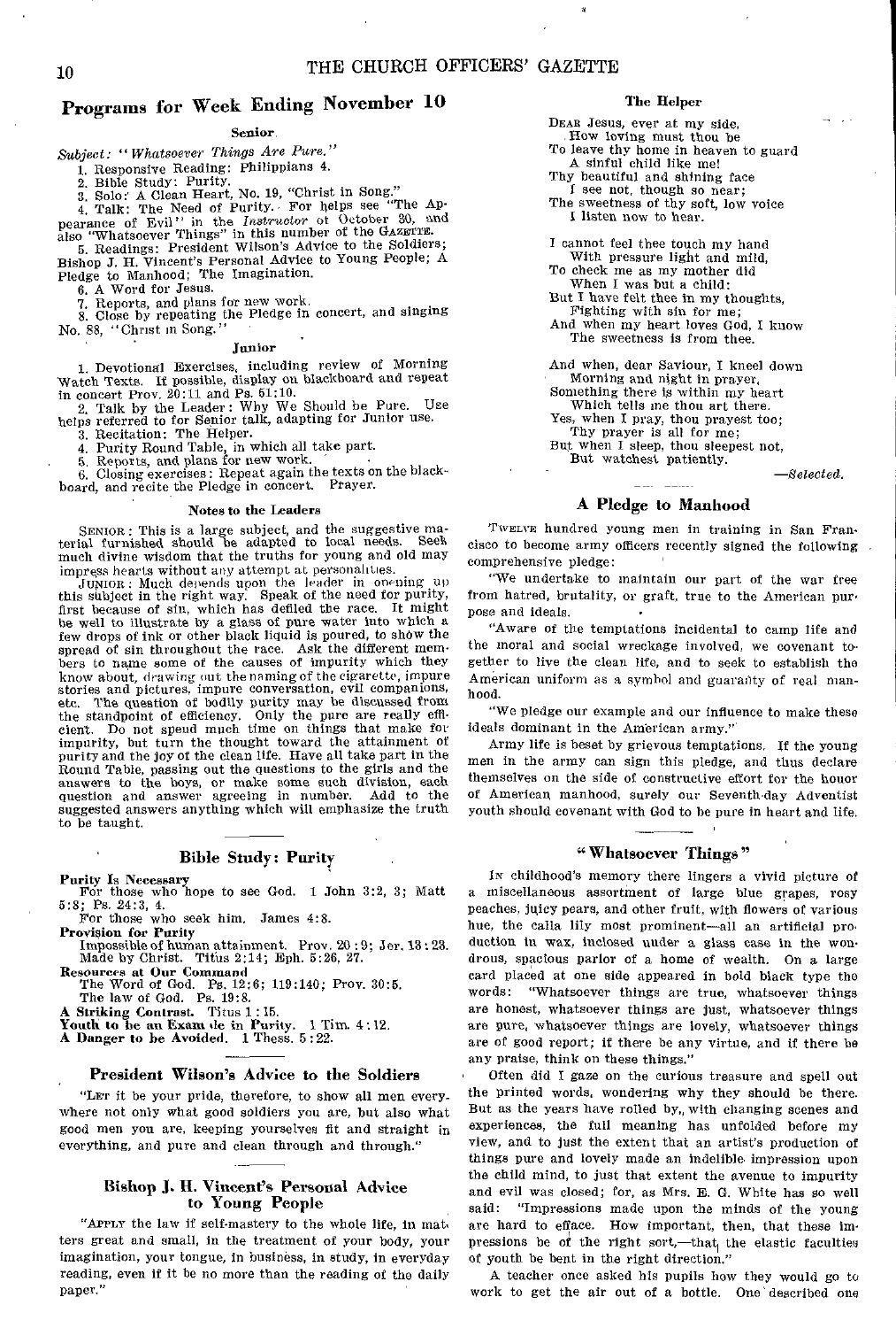## Programs for Week Ending November 10

### Senior

*Subject: "Whatsoever Things Are Pure."*

1. Responsive Reading: Philippians 4.
2. Bible Study: Purity.
3. Solo: A Clean Heart, No. 19, "Christ in Song."
4. Talk: The Need of Purity. For helps see "The Appearance of Evil" in the *Instructor* of October 30, and also "Whatsoever Things" in this number of the GAZETTE.
5. Readings: President Wilson's Advice to the Soldiers; Bishop J. H. Vincent's Personal Advice to Young People; A Pledge to Manhood; The Imagination.
6. A Word for Jesus.
7. Reports, and plans for new work.
8. Close by repeating the Pledge in concert, and singing No. 88, "Christ in Song."

### Junior

1. Devotional Exercises, including review of Morning Watch Texts. If possible, display on blackboard and repeat in concert Prov. 20:11 and Ps. 51:10.
2. Talk by the Leader: Why We Should be Pure. Use helps referred to for Senior talk, adapting for Junior use.
3. Recitation: The Helper.
4. Purity Round Table, in which all take part.
5. Reports, and plans for new work.
6. Closing exercises: Repeat again the texts on the blackboard, and recite the Pledge in concert. Prayer.

#### Notes to the Leaders

SENIOR: This is a large subject, and the suggestive material furnished should be adapted to local needs. Seek much divine wisdom that the truths for young and old may impress hearts without any attempt at personalities.

JUNIOR: Much depends upon the leader in opening up this subject in the right way. Speak of the need for purity, first because of sin, which has defiled the race. It might be well to illustrate by a glass of pure water into which a few drops of ink or other black liquid is poured, to show the spread of sin throughout the race. Ask the different members to name some of the causes of impurity which they know about, drawing out the naming of the cigarette, impure stories and pictures, impure conversation, evil companions, etc. The question of bodily purity may be discussed from the standpoint of efficiency. Only the pure are really efficient. Do not spend much time on things that make for impurity, but turn the thought toward the attainment of purity and the joy of the clean life. Have all take part in the Round Table, passing out the questions to the girls and the answers to the boys, or make some such division, each question and answer agreeing in number. Add to the suggested answers anything which will emphasize the truth to be taught.

## Bible Study: Purity

**Purity Is Necessary**
For those who hope to see God. 1 John 3:2, 3; Matt 5:8; Ps. 24:3, 4.
For those who seek him. James 4:8.

**Provision for Purity**
Impossible of human attainment. Prov. 20:9; Jer. 13:23.
Made by Christ. Titus 2:14; Eph. 5:26, 27.

**Resources at Our Command**
The Word of God. Ps. 12:6; 119:140; Prov. 30:5.
The law of God. Ps. 19:8.

**A Striking Contrast.** Titus 1:15.

**Youth to be an Example in Purity.** 1 Tim. 4:12.

**A Danger to be Avoided.** 1 Thess. 5:22.

## President Wilson's Advice to the Soldiers

"LET it be your pride, therefore, to show all men everywhere not only what good soldiers you are, but also what good men you are, keeping yourselves fit and straight in everything, and pure and clean through and through."

## Bishop J. H. Vincent's Personal Advice to Young People

"APPLY the law of self-mastery to the whole life, in matters great and small, in the treatment of your body, your imagination, your tongue, in business, in study, in everyday reading, even if it be no more than the reading of the daily paper."

### The Helper

DEAR Jesus, ever at my side,  
How loving must thou be  
To leave thy home in heaven to guard  
A sinful child like me!  
Thy beautiful and shining face  
I see not, though so near;  
The sweetness of thy soft, low voice  
I listen now to hear.

I cannot feel thee touch my hand  
With pressure light and mild,  
To check me as my mother did  
When I was but a child:  
But I have felt thee in my thoughts,  
Fighting with sin for me;  
And when my heart loves God, I know  
The sweetness is from thee.

And when, dear Saviour, I kneel down  
Morning and night in prayer,  
Something there is within my heart  
Which tells me thou art there.  
Yes, when I pray, thou prayest too;  
Thy prayer is all for me;  
But when I sleep, thou sleepest not,  
But watchest patiently.

—*Selected.*

## A Pledge to Manhood

TWELVE hundred young men in training in San Francisco to become army officers recently signed the following comprehensive pledge:

"We undertake to maintain our part of the war free from hatred, brutality, or graft, true to the American purpose and ideals.

"Aware of the temptations incidental to camp life and the moral and social wreckage involved, we covenant together to live the clean life, and to seek to establish the American uniform as a symbol and guaranty of real manhood.

"We pledge our example and our influence to make these ideals dominant in the American army."

Army life is beset by grievous temptations. If the young men in the army can sign this pledge, and thus declare themselves on the side of constructive effort for the honor of American manhood, surely our Seventh-day Adventist youth should covenant with God to be pure in heart and life.

## "Whatsoever Things"

IN childhood's memory there lingers a vivid picture of a miscellaneous assortment of large blue grapes, rosy peaches, juicy pears, and other fruit, with flowers of various hue, the calla lily most prominent—all an artificial production in wax, inclosed under a glass case in the wondrous, spacious parlor of a home of wealth. On a large card placed at one side appeared in bold black type the words: "Whatsoever things are true, whatsoever things are honest, whatsoever things are just, whatsoever things are pure, whatsoever things are lovely, whatsoever things are of good report; if there be any virtue, and if there be any praise, think on these things."

Often did I gaze on the curious treasure and spell out the printed words, wondering why they should be there. But as the years have rolled by, with changing scenes and experiences, the full meaning has unfolded before my view, and to just the extent that an artist's production of things pure and lovely made an indelible impression upon the child mind, to just that extent the avenue to impurity and evil was closed; for, as Mrs. E. G. White has so well said: "Impressions made upon the minds of the young are hard to efface. How important, then, that these impressions be of the right sort,—that the elastic faculties of youth be bent in the right direction."

A teacher once asked his pupils how they would go to work to get the air out of a bottle. One described one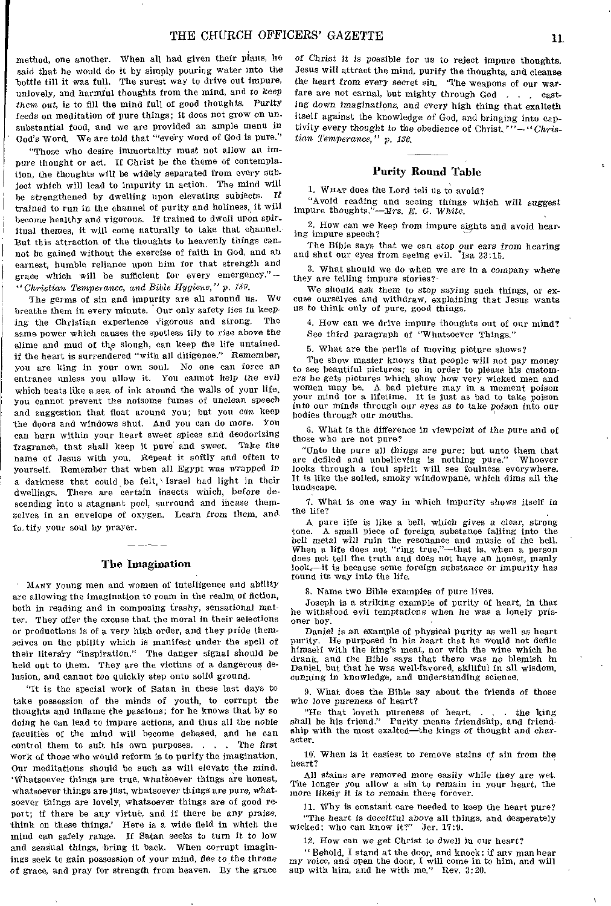method, one another. When all had given their plans, he said that he would do it by simply pouring water into the bottle till it was full. The surest way to drive out impure, unlovely, and harmful thoughts from the mind, and *to keep them out*, is to fill the mind full of good thoughts. Purity feeds on meditation of pure things; it does not grow on unsubstantial food, and we are provided an ample menu in God's Word. We are told that "'every word of God is pure."

"Those who desire immortality must not allow an impure thought or act. If Christ be the theme of contemplation, the thoughts will be widely separated from every subject which will lead to impurity in action. The mind will be strengthened by dwelling upon elevating subjects. If trained to run in the channel of purity and holiness, it will become healthy and vigorous. If trained to dwell upon spiritual themes, it will come naturally to take that channel. But this attraction of the thoughts to heavenly things cannot be gained without the exercise of faith in God, and an earnest, humble reliance upon him for that strength and grace which will be sufficient for every emergency."—*"Christian Temperance, and Bible Hygiene," p. 139.*

The germs of sin and impurity are all around us. We breathe them in every minute. Our only safety lies in keeping the Christian experience vigorous and strong. The same power which causes the spotless lily to rise above the slime and mud of the slough, can keep the life untained. if the heart is surrendered "with all diligence." Remember, you are king in your own soul. No one can force an entrance unless you allow it. You cannot help the evil which beats like a sea of ink around the walls of your life, you cannot prevent the noisome fumes of unclean speech and suggestion that float around you; but you *can* keep the doors and windows shut. And you can do more. You can burn within your heart sweet spices and deodorizing fragrance, that shall keep it pure and sweet. Take the name of Jesus with you. Repeat it softly and often to yourself. Remember that when all Egypt was wrapped in a darkness that could be felt, Israel had light in their dwellings. There are certain insects which, before descending into a stagnant pool, surround and incase themselves in an envelope of oxygen. Learn from them, and fortify your soul by prayer.

## The Imagination

Many young men and women of intelligence and ability are allowing the imagination to roam in the realm of fiction, both in reading and in composing trashy, sensational matter. They offer the excuse that the moral in their selections or productions is of a very high order, and they pride themselves on the ability which is manifest under the spell of their literary "inspiration." The danger signal should be held out to them. They are the victims of a dangerous delusion, and cannot too quickly step onto solid ground.

"It is the special work of Satan in these last days to take possession of the minds of youth, to corrupt the thoughts and inflame the passions; for he knows that by so doing he can lead to impure actions, and thus all the noble faculties of the mind will become debased, and he can control them to suit his own purposes. . . . The first work of those who would reform is to purify the imagination. Our meditations should be such as will elevate the mind. 'Whatsoever things are true, whatsoever things are honest, whatsoever things are just, whatsoever things are pure, whatsoever things are lovely, whatsoever things are of good report; if there be any virtue, and if there be any praise, think on these things.' Here is a wide field in which the mind can safely range. If Satan seeks to turn it to low and sensual things, bring it back. When corrupt imaginings seek to gain possession of your mind, flee to the throne of grace, and pray for strength from heaven. By the grace of Christ it is possible for us to reject impure thoughts. Jesus will attract the mind, purify the thoughts, and cleanse the heart from every secret sin. 'The weapons of our warfare are not carnal, but mighty through God . . . casting down imaginations, and every high thing that exalteth itself against the knowledge of God, and bringing into captivity every thought to the obedience of Christ.'"—*"Christian Temperance," p. 136.*

## Purity Round Table

1. What does the Lord tell us to avoid?

"Avoid reading and seeing things which will suggest impure thoughts."—*Mrs. E. G. White.*

2. How can we keep from impure sights and avoid hearing impure speech?

The Bible says that we can stop our ears from hearing and shut our eyes from seeing evil. Isa 33:15.

3. What should we do when we are in a company where they are telling impure stories?

We should ask them to stop saying such things, or excuse ourselves and withdraw, explaining that Jesus wants us to think only of pure, good things.

4. How can we drive impure thoughts out of our mind? See third paragraph of "Whatsoever Things."

5. What are the perils of moving picture shows?

The show master knows that people will not pay money to see beautiful pictures; so in order to please his customers he gets pictures which show how very wicked men and women may be. A bad picture may in a moment poison your mind for a lifetime. It is just as bad to take poison into our minds through our eyes as to take poison into our bodies through our mouths.

6. What is the difference in viewpoint of the pure and of those who are not pure?

"Unto the pure all things are pure: but unto them that are defiled and unbelieving is nothing pure." Whoever looks through a foul spirit will see foulness everywhere. It is like the soiled, smoky windowpane, which dims all the landscape.

7. What is one way in which impurity shows itself in the life?

A pure life is like a bell, which gives a clear, strong tone. A small piece of foreign substance falling into the bell metal will ruin the resonance and music of the bell. When a life does not "ring true,"—that is, when a person does not tell the truth and does not have an honest, manly look,—it is because some foreign substance or impurity has found its way into the life.

8. Name two Bible examples of pure lives.

Joseph is a striking example of purity of heart, in that he withstood evil temptations when he was a lonely prisoner boy.

Daniel is an example of physical purity as well as heart purity. He purposed in his heart that he would not defile himself with the king's meat, nor with the wine which he drank, and the Bible says that there was no blemish in Daniel, but that he was well-favored, skillful in all wisdom, cunning in knowledge, and understanding science.

9. What does the Bible say about the friends of those who love pureness of heart?

"He that loveth pureness of heart, . . . the king shall be his friend." Purity means friendship, and friendship with the most exalted—the kings of thought and character.

10. When is it easiest to remove stains of sin from the heart?

All stains are removed more easily while they are wet. The longer you allow a sin to remain in your heart, the more likely it is to remain there forever.

11. Why is constant care needed to keep the heart pure?

"The heart is deceitful above all things, and desperately wicked: who can know it?" Jer. 17:9.

12. How can we get Christ to dwell in our heart?

"Behold, I stand at the door, and knock: if any man hear my voice, and open the door, I will come in to him, and will sup with him, and he with me." Rev. 3:20.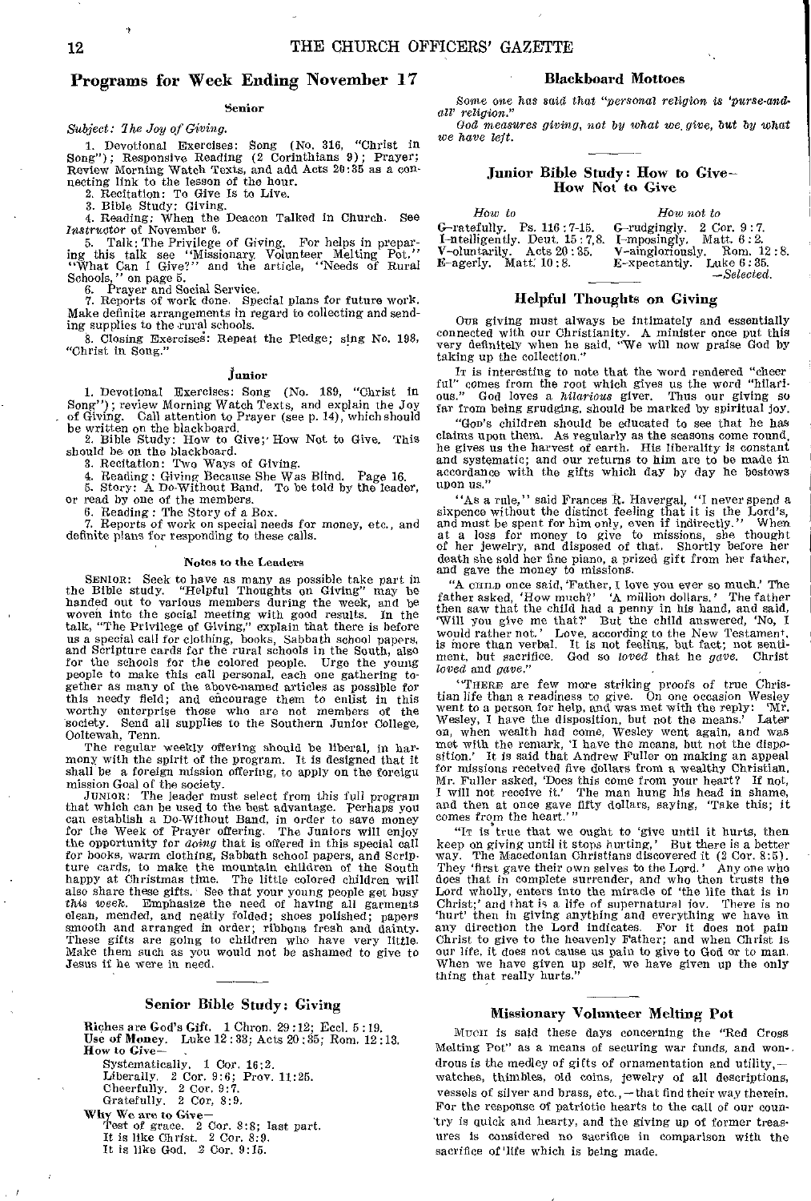## Programs for Week Ending November 17

### Senior

*Subject: The Joy of Giving.*

1. Devotional Exercises: Song (No. 316, "Christ in Song"); Responsive Reading (2 Corinthians 9); Prayer; Review Morning Watch Texts, and add Acts 20:35 as a connecting link to the lesson of the hour.
2. Recitation: To Give Is to Live.
3. Bible Study: Giving.
4. Reading: When the Deacon Talked in Church. See *Instructor* of November 6.
5. Talk: The Privilege of Giving. For helps in preparing this talk see "Missionary Volunteer Melting Pot," "What Can I Give?" and the article, "Needs of Rural Schools," on page 5.
6. Prayer and Social Service.
7. Reports of work done. Special plans for future work. Make definite arrangements in regard to collecting and sending supplies to the rural schools.
8. Closing Exercises: Repeat the Pledge; sing No. 198, "Christ in Song."

### Junior

1. Devotional Exercises: Song (No. 189, "Christ in Song"); review Morning Watch Texts, and explain the Joy of Giving. Call attention to Prayer (see p. 14), which should be written on the blackboard.
2. Bible Study: How to Give; How Not to Give. This should be on the blackboard.
3. Recitation: Two Ways of Giving.
4. Reading: Giving Because She Was Blind. Page 16.
5. Story: A Do-Without Band. To be told by the leader, or read by one of the members.
6. Reading: The Story of a Box.
7. Reports of work on special needs for money, etc., and definite plans for responding to these calls.

#### Notes to the Leaders

SENIOR: Seek to have as many as possible take part in the Bible study. "Helpful Thoughts on Giving" may be handed out to various members during the week, and be woven into the social meeting with good results. In the talk, "The Privilege of Giving," explain that there is before us a special call for clothing, books, Sabbath school papers, and Scripture cards for the rural schools in the South, also for the schools for the colored people. Urge the young people to make this call personal, each one gathering together as many of the above-named articles as possible for this needy field; and encourage them to enlist in this worthy enterprise those who are not members of the society. Send all supplies to the Southern Junior College, Ooltewah, Tenn.

The regular weekly offering should be liberal, in harmony with the spirit of the program. It is designed that it shall be a foreign mission offering, to apply on the foreign mission Goal of the society.

JUNIOR: The leader must select from this full program that which can be used to the best advantage. Perhaps you can establish a Do-Without Band, in order to save money for the Week of Prayer offering. The Juniors will enjoy the opportunity for *doing* that is offered in this special call for books, warm clothing, Sabbath school papers, and Scripture cards, to make the mountain children of the South happy at Christmas time. The little colored children will also share these gifts. See that your young people get busy *this week*. Emphasize the need of having all garments clean, mended, and neatly folded; shoes polished; papers smooth and arranged in order; ribbons fresh and dainty. These gifts are going to children who have very little. Make them such as you would not be ashamed to give to Jesus if he were in need.

## Senior Bible Study: Giving

**Riches** are God's Gift. 1 Chron. 29:12; Eccl. 5:19.
**Use of Money.** Luke 12:33; Acts 20:35; Rom. 12:13.
**How to Give—**

- Systematically. 1 Cor. 16:2.
- Liberally. 2 Cor. 9:6; Prov. 11:25.
- Cheerfully. 2 Cor. 9:7.
- Gratefully. 2 Cor. 8:9.

**Why We are to Give—**

- Test of grace. 2 Cor. 8:8; last part.
- It is like Christ. 2 Cor. 8:9.
- It is like God. 2 Cor. 9:15.

## Blackboard Mottoes

*Some one has said that "personal religion is 'purse-and-all' religion."*

*God measures giving, not by what we give, but by what we have left.*

## Junior Bible Study: How to Give— How Not to Give

| *How to* | *How not to* |
|---|---|
| G-ratefully. Ps. 116:7-15. | G-rudgingly. 2 Cor. 9:7. |
| I-ntelligently. Deut. 15:7, 8. | I-mposingly. Matt. 6:2. |
| V-oluntarily. Acts 20:35. | V-aingloriously. Rom. 12:8. |
| E-agerly. Matt. 10:8. | E-xpectantly. Luke 6:35. |

—*Selected.*

## Helpful Thoughts on Giving

OUR giving must always be intimately and essentially connected with our Christianity. A minister once put this very definitely when he said, "We will now praise God by taking up the collection."

IT is interesting to note that the word rendered "cheerful" comes from the root which gives us the word "hilarious." God loves a *hilarious* giver. Thus our giving so far from being grudging, should be marked by spiritual joy.

"GOD'S children should be educated to see that he has claims upon them. As regularly as the seasons come round, he gives us the harvest of earth. His liberality is constant and systematic; and our returns to him are to be made in accordance with the gifts which day by day he bestows upon us."

"As a rule," said Frances R. Havergal, "I never spend a sixpence without the distinct feeling that it is the Lord's, and must be spent for him only, even if indirectly." When at a loss for money to give to missions, she thought of her jewelry, and disposed of that. Shortly before her death she sold her fine piano, a prized gift from her father, and gave the money to missions.

"A CHILD once said, 'Father, I love you ever so much.' The father asked, 'How much?' 'A million dollars.' The father then saw that the child had a penny in his hand, and said, 'Will you give me that?' But the child answered, 'No, I would rather not.' Love, according to the New Testament, is more than verbal. It is not feeling, but fact; not sentiment, but sacrifice. God so *loved* that he *gave*. Christ *loved* and *gave*."

"THERE are few more striking proofs of true Christian life than a readiness to give. On one occasion Wesley went to a person for help, and was met with the reply: 'Mr. Wesley, I have the disposition, but not the means.' Later on, when wealth had come, Wesley went again, and was met with the remark, 'I have the means, but not the disposition.' It is said that Andrew Fuller on making an appeal for missions received five dollars from a wealthy Christian. Mr. Fuller asked, 'Does this come from your heart? If not, I will not receive it.' The man hung his head in shame, and then at once gave fifty dollars, saying, 'Take this; it comes from the heart.'"

"IT is true that we ought to 'give until it hurts, then keep on giving until it stops hurting.' But there is a better way. The Macedonian Christians discovered it (2 Cor. 8:5). They 'first gave their own selves to the Lord.' Any one who does that in complete surrender, and who then trusts the Lord wholly, enters into the miracle of 'the life that is in Christ;' and that is a life of supernatural joy. There is no 'hurt' then in giving anything and everything we have in any direction the Lord indicates. For it does not pain Christ to give to the heavenly Father; and when Christ is our life, it does not cause us pain to give to God or to man. When we have given up self, we have given up the only thing that really hurts."

## Missionary Volunteer Melting Pot

MUCH is said these days concerning the "Red Cross Melting Pot" as a means of securing war funds, and wondrous is the medley of gifts of ornamentation and utility,—watches, thimbles, old coins, jewelry of all descriptions, vessels of silver and brass, etc.,—that find their way therein. For the response of patriotic hearts to the call of our country is quick and hearty, and the giving up of former treasures is considered no sacrifice in comparison with the sacrifice of life which is being made.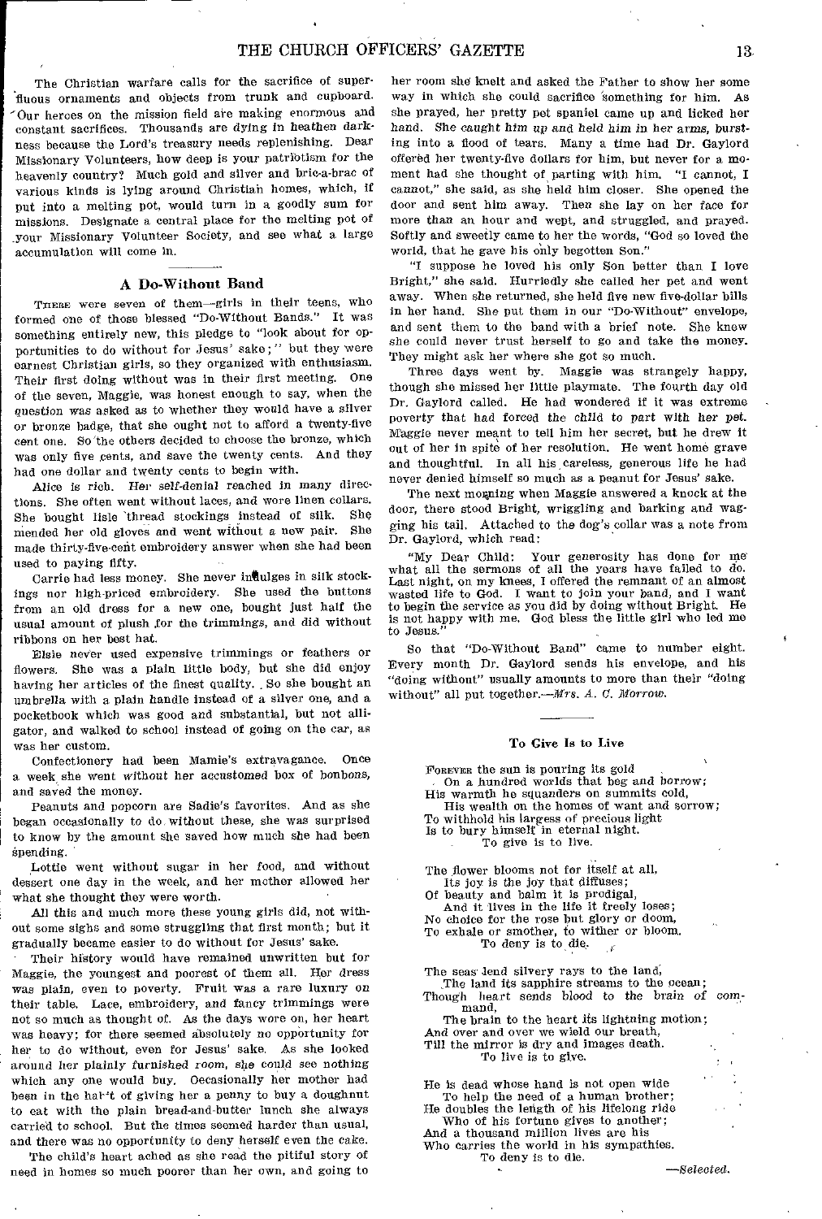The Christian warfare calls for the sacrifice of superfluous ornaments and objects from trunk and cupboard. Our heroes on the mission field are making enormous and constant sacrifices. Thousands are dying in heathen darkness because the Lord's treasury needs replenishing. Dear Missionary Volunteers, how deep is your patriotism for the heavenly country? Much gold and silver and bric-a-brac of various kinds is lying around Christian homes, which, if put into a melting pot, would turn in a goodly sum for missions. Designate a central place for the melting pot of your Missionary Volunteer Society, and see what a large accumulation will come in.

## A Do-Without Band

There were seven of them—girls in their teens, who formed one of those blessed "Do-Without Bands." It was something entirely new, this pledge to "look about for opportunities to do without for Jesus' sake;" but they were earnest Christian girls, so they organized with enthusiasm. Their first doing without was in their first meeting. One of the seven, Maggie, was honest enough to say, when the question was asked as to whether they would have a silver or bronze badge, that she ought not to afford a twenty-five cent one. So the others decided to choose the bronze, which was only five cents, and save the twenty cents. And they had one dollar and twenty cents to begin with.

Alice is rich. Her self-denial reached in many directions. She often went without laces, and wore linen collars. She bought lisle thread stockings instead of silk. She mended her old gloves and went without a new pair. She made thirty-five-cent embroidery answer when she had been used to paying fifty.

Carrie had less money. She never indulges in silk stockings nor high-priced embroidery. She used the buttons from an old dress for a new one, bought just half the usual amount of plush for the trimmings, and did without ribbons on her best hat.

Elsie never used expensive trimmings or feathers or flowers. She was a plain little body, but she did enjoy having her articles of the finest quality. So she bought an umbrella with a plain handle instead of a silver one, and a pocketbook which was good and substantial, but not alligator, and walked to school instead of going on the car, as was her custom.

Confectionery had been Mamie's extravagance. Once a week she went without her accustomed box of bonbons, and saved the money.

Peanuts and popcorn are Sadie's favorites. And as she began occasionally to do without these, she was surprised to know by the amount she saved how much she had been spending.

Lottie went without sugar in her food, and without dessert one day in the week, and her mother allowed her what she thought they were worth.

All this and much more these young girls did, not without some sighs and some struggling that first month; but it gradually became easier to do without for Jesus' sake.

Their history would have remained unwritten but for Maggie, the youngest and poorest of them all. Her dress was plain, even to poverty. Fruit was a rare luxury on their table. Lace, embroidery, and fancy trimmings were not so much as thought of. As the days wore on, her heart was heavy; for there seemed absolutely no opportunity for her to do without, even for Jesus' sake. As she looked around her plainly furnished room, she could see nothing which any one would buy. Occasionally her mother had been in the habit of giving her a penny to buy a doughnut to eat with the plain bread-and-butter lunch she always carried to school. But the times seemed harder than usual, and there was no opportunity to deny herself even the cake.

The child's heart ached as she read the pitiful story of need in homes so much poorer than her own, and going to her room she knelt and asked the Father to show her some way in which she could sacrifice something for him. As she prayed, her pretty pet spaniel came up and licked her hand. She caught him up and held him in her arms, bursting into a flood of tears. Many a time had Dr. Gaylord offered her twenty-five dollars for him, but never for a moment had she thought of parting with him. "I cannot, I cannot," she said, as she held him closer. She opened the door and sent him away. Then she lay on her face for more than an hour and wept, and struggled, and prayed. Softly and sweetly came to her the words, "God so loved the world, that he gave his only begotten Son."

"I suppose he loved his only Son better than I love Bright," she said. Hurriedly she called her pet and went away. When she returned, she held five new five-dollar bills in her hand. She put them in our "Do-Without" envelope, and sent them to the band with a brief note. She knew she could never trust herself to go and take the money. They might ask her where she got so much.

Three days went by. Maggie was strangely happy, though she missed her little playmate. The fourth day old Dr. Gaylord called. He had wondered if it was extreme poverty that had forced the child to part with her pet. Maggie never meant to tell him her secret, but he drew it out of her in spite of her resolution. He went home grave and thoughtful. In all his careless, generous life he had never denied himself so much as a peanut for Jesus' sake.

The next morning when Maggie answered a knock at the door, there stood Bright, wriggling and barking and wagging his tail. Attached to the dog's collar was a note from Dr. Gaylord, which read:

"My Dear Child: Your generosity has done for me what all the sermons of all the years have failed to do. Last night, on my knees, I offered the remnant of an almost wasted life to God. I want to join your band, and I want to begin the service as you did by doing without Bright. He is not happy with me. God bless the little girl who led me to Jesus."

So that "Do-Without Band" came to number eight. Every month Dr. Gaylord sends his envelope, and his "doing without" usually amounts to more than their "doing without" all put together.—*Mrs. A. C. Morrow.*

### To Give Is to Live

Forever the sun is pouring its gold  
On a hundred worlds that beg and borrow;  
His warmth he squanders on summits cold,  
His wealth on the homes of want and sorrow;  
To withhold his largess of precious light  
Is to bury himself in eternal night.  
To give is to live.

The flower blooms not for itself at all,  
Its joy is the joy that diffuses;  
Of beauty and balm it is prodigal,  
And it lives in the life it freely loses;  
No choice for the rose but glory or doom,  
To exhale or smother, to wither or bloom.  
To deny is to die.

The seas lend silvery rays to the land,  
The land its sapphire streams to the ocean;  
Though heart sends blood to the brain of command,  
The brain to the heart its lightning motion;  
And over and over we wield our breath,  
Till the mirror is dry and images death.  
To live is to give.

He is dead whose hand is not open wide  
To help the need of a human brother;  
He doubles the length of his lifelong ride  
Who of his fortune gives to another;  
And a thousand million lives are his  
Who carries the world in his sympathies.  
To deny is to die.

—*Selected.*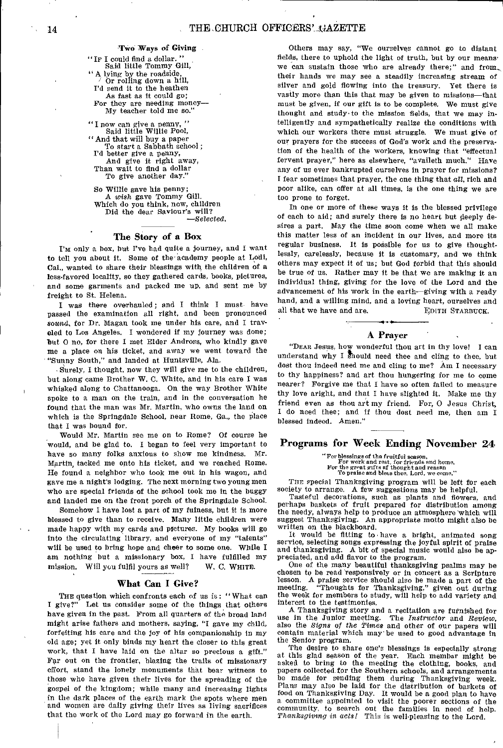### Two Ways of Giving

"If I could find a dollar."
Said little Tommy Gill,
"A lying by the roadside,
Or rolling down a hill,
I'd send it to the heathen
As fast as it could go;
For they are needing money—
My teacher told me so."

"I now can give a penny, "
Said little Willie Pool,
"And that will buy a paper
To start a Sabbath school;
I'd better give a penny,
And give it right away,
Than wait to find a dollar
To give another day."

So Willie gave his penny;
A *wish* gave Tommy Gill.
Which do you think, now, children
Did the dear Saviour's will?
—*Selected.*

## The Story of a Box

I'm only a box, but I've had quite a journey, and I want to tell you about it. Some of the academy people at Lodi, Cal., wanted to share their blessings with the children of a less-favored locality, so they gathered cards, books, pictures, and some garments and packed me up, and sent me by freight to St. Helena.

I was there overhauled; and I think I must have passed the examination all right, and been pronounced *sound*, for Dr. Magan took me under his care, and I traveled to Los Angeles. I wondered if my journey was done; but O no, for there I met Elder Andross, who kindly gave me a place on his ticket, and away we went toward the "Sunny South," and landed at Huntsville, Ala.

Surely, I thought, now they will give me to the children, but along came Brother W. C. White, and in his care I was whisked along to Chattanooga. On the way Brother White spoke to a man on the train, and in the conversation he found that the man was Mr. Martin, who owns the land on which is the Springdale School, near Rome, Ga., the place that I was bound for.

Would Mr. Martin see me on to Rome? Of course he would, and be glad to. I began to feel very important to have so many folks anxious to show me kindness. Mr. Martin, tacked me onto his ticket, and we reached Rome. He found a neighbor who took me out in his wagon, and gave me a night's lodging. The next morning two young men who are special friends of the school took me in the buggy and landed me on the front porch of the Springdale School.

Somehow I have lost a part of my fulness, but it is more blessed to give than to receive. Many little children were made happy with my cards and pictures. My books will go into the circulating library, and everyone of my "talents" will be used to bring hope and cheer to some one. While I am nothing but a missionary box, I have fulfilled my mission. Will you fulfil yours as well? W. C. White.

## What Can I Give?

The question which confronts each of us is: "What can I give?" Let us consider some of the things that others have given in the past. From all quarters of the broad land might arise fathers and mothers, saying, "I gave my child, forfeiting his care and the joy of his companionship in my old age; yet it only binds my heart the closer to this great work, that I have laid on the altar so precious a gift." Far out on the frontier, blazing the trails of missionary effort, stand the lonely monuments that bear witness to those who have given their lives for the spreading of the gospel of the kingdom; while many and increasing lights in the dark places of the earth mark the spots where men and women are daily giving their lives as living sacrifices that the work of the Lord may go forward in the earth.

Others may say, "We ourselves cannot go to distant fields, there to uphold the light of truth, but by our means we can sustain those who are already there;" and from their hands we may see a steadily increasing stream of silver and gold flowing into the treasury. Yet there is vastly more than this that may be given to missions—that must be given, if our gift is to be complete. We must give thought and study to the mission fields, that we may intelligently and sympathetically realize the conditions with which our workers there must struggle. We must give of our prayers for the success of God's work and the preservation of the health of the workers, knowing that "effectual fervent prayer," here as elsewhere, "availeth much." Have any of us ever bankrupted ourselves in prayer for missions? I fear sometimes that prayer, the one thing that *all*, rich and poor alike, can offer at all times, is the one thing we are too prone to forget.

In one or more of these ways it is the blessed privilege of each to aid; and surely there is no heart but deeply desires a part. May the time soon come when we all make this matter less of an incident in our lives, and more its regular business. It is possible for us to give thoughtlessly, carelessly, because it is customary, and we think others may expect it of us; but God forbid that this should be true of us. Rather may it be that we are making it an individual thing, giving for the love of the Lord and the advancement of his work in the earth—giving with a ready hand, and a willing mind, and a loving heart, ourselves and all that we have and are. Edith Starbuck.

## A Prayer

"Dear Jesus, how wonderful thou art in thy love! I can understand why I should need thee and cling to thee, but dost thou indeed need me and cling to me? Am I necessary to thy happiness? and art thou hungering for me to come nearer? Forgive me that I have so often failed to measure thy love aright, and that I have slighted it. Make me thy friend even as thou art my friend. For, O Jesus Christ, I do need thee; and if thou dost need me, then am I blessed indeed. Amen."

## Programs for Week Ending November 24

"For blessings of the fruitful season,
For work and rest, for friends and home,
For the great gifts of thought and reason
To praise and bless thee, Lord, we come."

The special Thanksgiving program will be left for each society to arrange. A few suggestions may be helpful.

Tasteful decorations, such as plants and flowers, and perhaps baskets of fruit prepared for distribution among the needy, always help to produce an atmosphere which will suggest Thanksgiving. An appropriate motto might also be written on the blackboard.

It would be fitting to have a bright, animated song service, selecting songs expressing the joyful spirit of praise and thanksgiving. A bit of special music would also be appreciated, and add flavor to the program.

One of the many beautiful thanksgiving psalms may be chosen to be read responsively or in concert as a Scripture lesson. A praise service should also be made a part of the meeting. "Thoughts for Thanksgiving," given out during the week for members to study, will help to add variety and interest to the testimonies.

A Thanksgiving story and a recitation are furnished for use in the Junior meeting. The *Instructor* and *Review*, also the *Signs of the Times* and other of our papers will contain material which may be used to good advantage in the Senior program.

The desire to share one's blessings is especially strong at this glad season of the year. Each member might be asked to bring to the meeting the clothing, books, and papers collected for the Southern schools, and arrangements be made for sending them during Thanksgiving week. Plans may also be laid for the distribution of baskets of food on Thanksgiving Day. It would be a good plan to have a committee appointed to visit the poorer sections of the community, to search out the families in need of help. *Thanksgiving in acts!* This is well-pleasing to the Lord.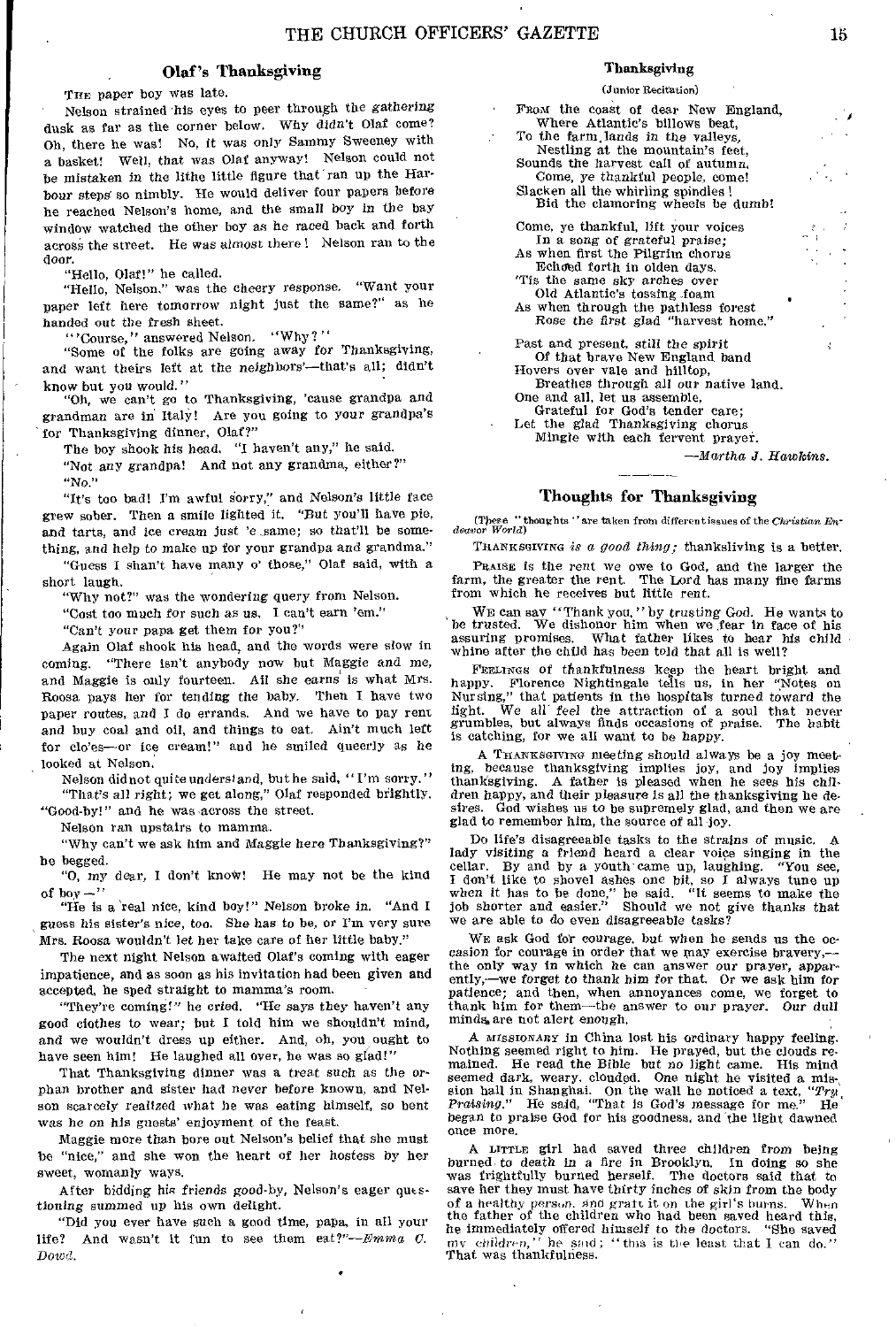## Olaf's Thanksgiving

The paper boy was late.

Nelson strained his eyes to peer through the gathering dusk as far as the corner below. Why didn't Olaf come? Oh, there he was! No, it was only Sammy Sweeney with a basket! Well, that was Olaf anyway! Nelson could not be mistaken in the lithe little figure that ran up the Harbour steps so nimbly. He would deliver four papers before he reached Nelson's home, and the small boy in the bay window watched the other boy as he raced back and forth across the street. He was almost there! Nelson ran to the door.

"Hello, Olaf!" he called.

"Hello, Nelson," was the cheery response. "Want your paper left here tomorrow night just the same?" as he handed out the fresh sheet.

"'Course," answered Nelson. "Why?"

"Some of the folks are going away for Thanksgiving, and want theirs left at the neighbors'—that's all; didn't know but you would."

"Oh, we can't go to Thanksgiving, 'cause grandpa and grandman are in Italy! Are you going to your grandpa's for Thanksgiving dinner, Olaf?"

The boy shook his head. "I haven't any," he said.

"Not any grandpa! And not any grandma, either?"

"No."

"It's too bad! I'm awful sorry," and Nelson's little face grew sober. Then a smile lighted it. "But you'll have pie, and tarts, and ice cream just 'e same; so that'll be something, and help to make up for your grandpa and grandma."

"Guess I shan't have many o' those," Olaf said, with a short laugh.

"Why not?" was the wondering query from Nelson.

"Cost too much for such as us. I can't earn 'em."

"Can't your papa get them for you?"

Again Olaf shook his head, and the words were slow in coming. "There isn't anybody now but Maggie and me, and Maggie is only fourteen. All she earns is what Mrs. Roosa pays her for tending the baby. Then I have two paper routes, and I do errands. And we have to pay rent and buy coal and oil, and things to eat. Ain't much left for clo'es—or ice cream!" and he smiled queerly as he looked at Nelson.

Nelson did not quite understand, but he said, "I'm sorry."

"That's all right; we get along," Olaf responded brightly. "Good-by!" and he was across the street.

Nelson ran upstairs to mamma.

"Why can't we ask him and Maggie here Thanksgiving?" he begged.

"O, my dear, I don't know! He may not be the kind of boy—"

"He is a real nice, kind boy!" Nelson broke in. "And I guess his sister's nice, too. She has to be, or I'm very sure Mrs. Roosa wouldn't let her take care of her little baby."

The next night Nelson awaited Olaf's coming with eager impatience, and as soon as his invitation had been given and accepted, he sped straight to mamma's room.

"They're coming!" he cried. "He says they haven't any good clothes to wear; but I told him we shouldn't mind, and we wouldn't dress up either. And, oh, you ought to have seen him! He laughed all over, he was so glad!"

That Thanksgiving dinner was a treat such as the orphan brother and sister had never before known, and Nelson scarcely realized what he was eating himself, so bent was he on his guests' enjoyment of the feast.

Maggie more than bore out Nelson's belief that she must be "nice," and she won the heart of her hostess by her sweet, womanly ways.

After bidding his friends good-by, Nelson's eager questioning summed up his own delight.

"Did you ever have such a good time, papa, in all your life? And wasn't it fun to see them eat?"—*Emma C. Dowd.*

## Thanksgiving

(Junior Recitation)

From the coast of dear New England,
Where Atlantic's billows beat,
To the farm lands in the valleys,
Nestling at the mountain's feet,
Sounds the harvest call of autumn,
Come, ye thankful people, come!
Slacken all the whirling spindles!
Bid the clamoring wheels be dumb!

Come, ye thankful, lift your voices
In a song of grateful praise;
As when first the Pilgrim chorus
Echoed forth in olden days.
'Tis the same sky arches over
Old Atlantic's tossing foam
As when through the pathless forest
Rose the first glad "harvest home."

Past and present, still the spirit
Of that brave New England band
Hovers over vale and hilltop,
Breathes through all our native land.
One and all, let us assemble,
Grateful for God's tender care;
Let the glad Thanksgiving chorus
Mingle with each fervent prayer.

—*Martha J. Hawkins.*

## Thoughts for Thanksgiving

(These "thoughts" are taken from different issues of the *Christian Endeavor World*)

Thanksgiving *is a good thing;* thanksliving is a better.

Praise is the rent we owe to God, and the larger the farm, the greater the rent. The Lord has many fine farms from which he receives but little rent.

We can say "Thank you," by trusting God. He wants to be trusted. We dishonor him when we fear in face of his assuring promises. What father likes to hear his child whine after the child has been told that all is well?

Feelings of thankfulness keep the heart bright and happy. Florence Nightingale tells us, in her "Notes on Nursing," that patients in the hospitals turned toward the light. We all feel the attraction of a soul that never grumbles, but always finds occasions of praise. The habit is catching, for we all want to be happy.

A Thanksgiving meeting should always be a joy meeting, because thanksgiving implies joy, and joy implies thanksgiving. A father is pleased when he sees his children happy, and their pleasure is all the thanksgiving he desires. God wishes us to be supremely glad, and then we are glad to remember him, the source of all joy.

Do life's disagreeable tasks to the strains of music. A lady visiting a friend heard a clear voice singing in the cellar. By and by a youth came up, laughing. "You see, I don't like to shovel ashes one bit, so I always tune up when it has to be done," he said. "It seems to make the job shorter and easier." Should we not give thanks that we are able to do even disagreeable tasks?

We ask God for courage, but when he sends us the occasion for courage in order that we may exercise bravery,—the only way in which he can answer our prayer, apparently,—we forget to thank him for that. Or we ask him for patience; and then, when annoyances come, we forget to thank him for them—the answer to our prayer. Our dull minds are not alert enough.

A missionary in China lost his ordinary happy feeling. Nothing seemed right to him. He prayed, but the clouds remained. He read the Bible but no light came. His mind seemed dark, weary, clouded. One night he visited a mission hall in Shanghai. On the wall he noticed a text, "*Try Praising.*" He said, "That is God's message for me." He began to praise God for his goodness, and the light dawned once more.

A little girl had saved three children from being burned to death in a fire in Brooklyn. In doing so she was frightfully burned herself. The doctors said that to save her they must have thirty inches of skin from the body of a healthy person, and graft it on the girl's burns. When the father of the children who had been saved heard this, he immediately offered himself to the doctors. "She saved my children," he said; "this is the least that I can do." That was thankfulness.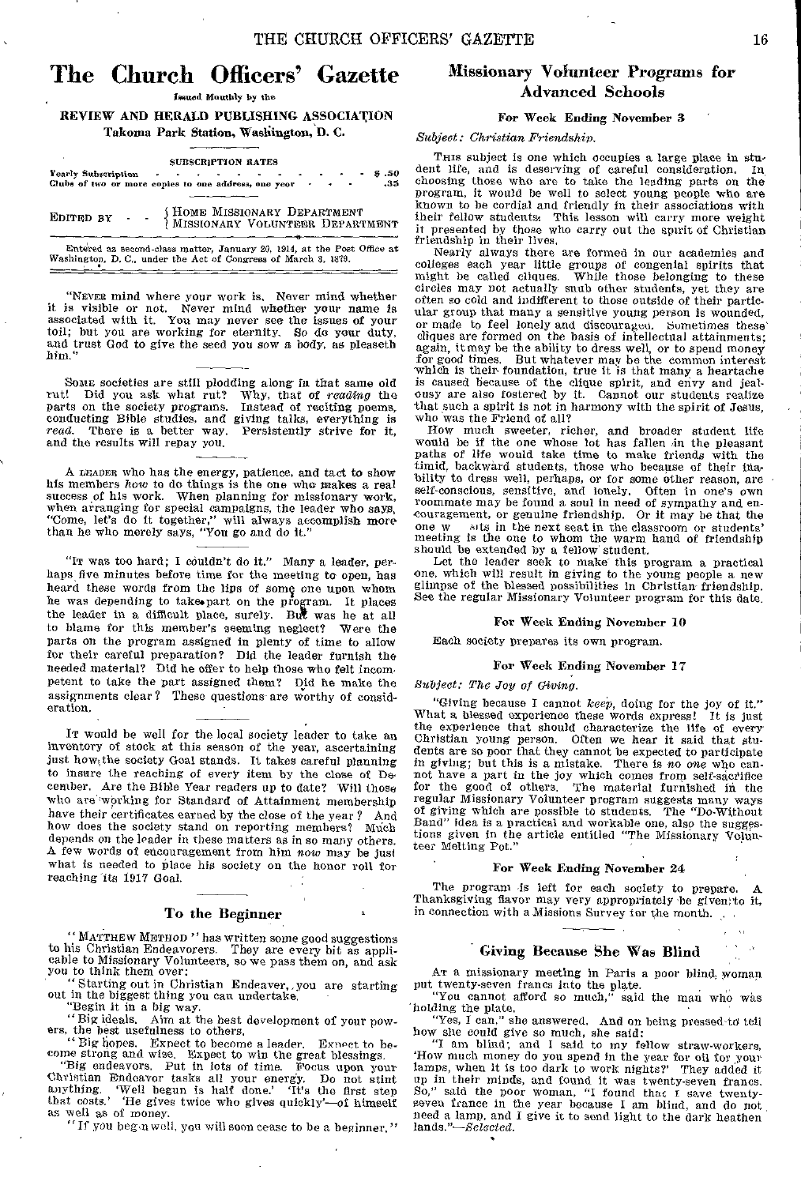# The Church Officers' Gazette

Issued Monthly by the

**REVIEW AND HERALD PUBLISHING ASSOCIATION**
Takoma Park Station, Washington, D. C.

SUBSCRIPTION RATES

| | |
|---|---|
| Yearly Subscription | $ .50 |
| Clubs of two or more copies to one address, one year | .35 |

EDITED BY — HOME MISSIONARY DEPARTMENT / MISSIONARY VOLUNTEER DEPARTMENT

Entered as second-class matter, January 20, 1914, at the Post Office at Washington, D. C., under the Act of Congress of March 3, 1879.

---

"NEVER mind where your work is. Never mind whether it is visible or not. Never mind whether your name is associated with it. You may never see the issues of your toil; but you are working for eternity. So do your duty, and trust God to give the seed you sow a body, as pleaseth him."

SOME societies are still plodding along in that same old rut! Did you ask what rut? Why, that of *reading* the parts on the society programs. Instead of reciting poems, conducting Bible studies, and giving talks, everything is *read*. There is a better way. Persistently strive for it, and the results will repay you.

A LEADER who has the energy, patience, and tact to show his members *how* to do things is the one who makes a real success of his work. When planning for missionary work, when arranging for special campaigns, the leader who says, "Come, let's do it together," will always accomplish more than he who merely says, "You go and do it."

"IT was too hard; I couldn't do it." Many a leader, perhaps five minutes before time for the meeting to open, has heard these words from the lips of some one upon whom he was depending to take part on the program. It places the leader in a difficult place, surely. But was he at all to blame for this member's seeming neglect? Were the parts on the program assigned in plenty of time to allow for their careful preparation? Did the leader furnish the needed material? Did he offer to help those who felt incompetent to take the part assigned them? Did he make the assignments clear? These questions are worthy of consideration.

IT would be well for the local society leader to take an inventory of stock at this season of the year, ascertaining just how the society Goal stands. It takes careful planning to insure the reaching of every item by the close of December. Are the Bible Year readers up to date? Will those who are working for Standard of Attainment membership have their certificates earned by the close of the year? And how does the society stand on reporting members? Much depends on the leader in these matters as in so many others. A few words of encouragement from him *now* may be just what is needed to place his society on the honor roll for reaching its 1917 Goal.

## To the Beginner

"MATTHEW METHOD" has written some good suggestions to his Christian Endeavorers. They are every bit as applicable to Missionary Volunteers, so we pass them on, and ask you to think them over:

"Starting out in Christian Endeavor, you are starting out in the biggest thing you can undertake.

"Begin it in a big way.

"Big ideals. Aim at the best development of your powers, the best usefulness to others.

"Big hopes. Expect to become a leader. Expect to become strong and wise. Expect to win the great blessings.

"Big endeavors. Put in lots of time. Focus upon your Christian Endeavor tasks all your energy. Do not stint anything. 'Well begun is half done.' 'It's the first step that costs.' 'He gives twice who gives quickly'—of himself as well as of money.

"If you begin well, you will soon cease to be a beginner."

## Missionary Volunteer Programs for Advanced Schools

### For Week Ending November 3

*Subject: Christian Friendship.*

THIS subject is one which occupies a large place in student life, and is deserving of careful consideration. In choosing those who are to take the leading parts on the program, it would be well to select young people who are known to be cordial and friendly in their associations with their fellow students. This lesson will carry more weight if presented by those who carry out the spirit of Christian friendship in their lives.

Nearly always there are formed in our academies and colleges each year little groups of congenial spirits that might be called cliques. While those belonging to these circles may not actually snub other students, yet they are often so cold and indifferent to those outside of their particular group that many a sensitive young person is wounded, or made to feel lonely and discouraged. Sometimes these cliques are formed on the basis of intellectual attainments; again, it may be the ability to dress well, or to spend money for good times. But whatever may be the common interest which is their foundation, true it is that many a heartache is caused because of the clique spirit, and envy and jealousy are also fostered by it. Cannot our students realize that such a spirit is not in harmony with the spirit of Jesus, who was the Friend of all?

How much sweeter, richer, and broader student life would be if the one whose lot has fallen in the pleasant paths of life would take time to make friends with the timid, backward students, those who because of their inability to dress well, perhaps, or for some other reason, are self-conscious, sensitive, and lonely. Often in one's own roommate may be found a soul in need of sympathy and encouragement, or genuine friendship. Or it may be that the one w sits in the next seat in the classroom or students' meeting is the one to whom the warm hand of friendship should be extended by a fellow student.

Let the leader seek to make this program a practical one, which will result in giving to the young people a new glimpse of the blessed possibilities in Christian friendship. See the regular Missionary Volunteer program for this date.

### For Week Ending November 10

Each society prepares its own program.

### For Week Ending November 17

*Subject: The Joy of Giving.*

"Giving because I cannot *keep*, doing for the joy of it." What a blessed experience these words express! It is just the experience that should characterize the life of every Christian young person. Often we hear it said that students are so poor that they cannot be expected to participate in giving; but this is a mistake. There is *no one* who cannot have a part in the joy which comes from self-sacrifice for the good of others. The material furnished in the regular Missionary Volunteer program suggests many ways of giving which are possible to students. The "Do-Without Band" idea is a practical and workable one, also the suggestions given in the article entitled "The Missionary Volunteer Melting Pot."

### For Week Ending November 24

The program is left for each society to prepare. A Thanksgiving flavor may very appropriately be given to it, in connection with a Missions Survey for the month.

## Giving Because She Was Blind

AT a missionary meeting in Paris a poor blind woman put twenty-seven francs into the plate.

"You cannot afford so much," said the man who was holding the plate.

"Yes, I can," she answered. And on being pressed to tell how she could give so much, she said:

"I am blind; and I said to my fellow straw-workers, 'How much money do you spend in the year for oil for your lamps, when it is too dark to work nights?' They added it up in their minds, and found it was twenty-seven francs. So," said the poor woman, "I found that I save twenty-seven francs in the year because I am blind, and do not need a lamp, and I give it to send light to the dark heathen lands."—*Selected.*